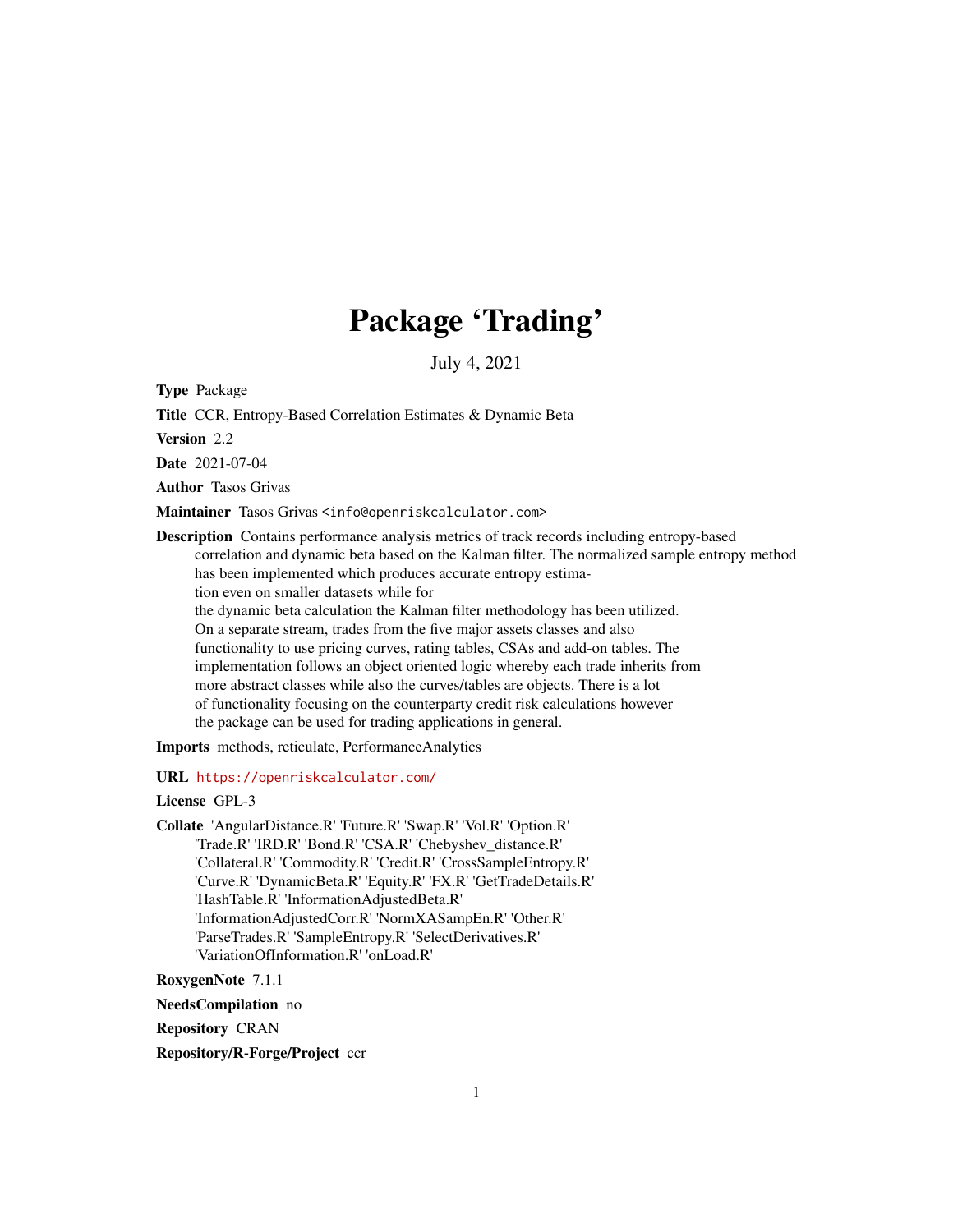# Package 'Trading'

July 4, 2021

**Type** Package

**Title** CCR, Entropy-Based Correlation Estimates & Dynamic Beta

**Version** 2.2

**Date** 2021-07-04

**Author** Tasos Grivas

**Maintainer** Tasos Grivas <info@openriskcalculator.com>

**Description** Contains performance analysis metrics of track records including entropy-based correlation and dynamic beta based on the Kalman filter. The normalized sample entropy method has been implemented which produces accurate entropy estimation even on smaller datasets while for the dynamic beta calculation the Kalman filter methodology has been utilized. On a separate stream, trades from the five major assets classes and also functionality to use pricing curves, rating tables, CSAs and add-on tables. The implementation follows an object oriented logic whereby each trade inherits from more abstract classes while also the curves/tables are objects. There is a lot of functionality focusing on the counterparty credit risk calculations however the package can be used for trading applications in general.

**Imports** methods, reticulate, PerformanceAnalytics

**URL** https://openriskcalculator.com/

**License** GPL-3

**Collate** 'AngularDistance.R' 'Future.R' 'Swap.R' 'Vol.R' 'Option.R' 'Trade.R' 'IRD.R' 'Bond.R' 'CSA.R' 'Chebyshev_distance.R' 'Collateral.R' 'Commodity.R' 'Credit.R' 'CrossSampleEntropy.R' 'Curve.R' 'DynamicBeta.R' 'Equity.R' 'FX.R' 'GetTradeDetails.R' 'HashTable.R' 'InformationAdjustedBeta.R' 'InformationAdjustedCorr.R' 'NormXASampEn.R' 'Other.R' 'ParseTrades.R' 'SampleEntropy.R' 'SelectDerivatives.R' 'VariationOfInformation.R' 'onLoad.R'

**RoxygenNote** 7.1.1

**NeedsCompilation** no

**Repository** CRAN

**Repository/R-Forge/Project** ccr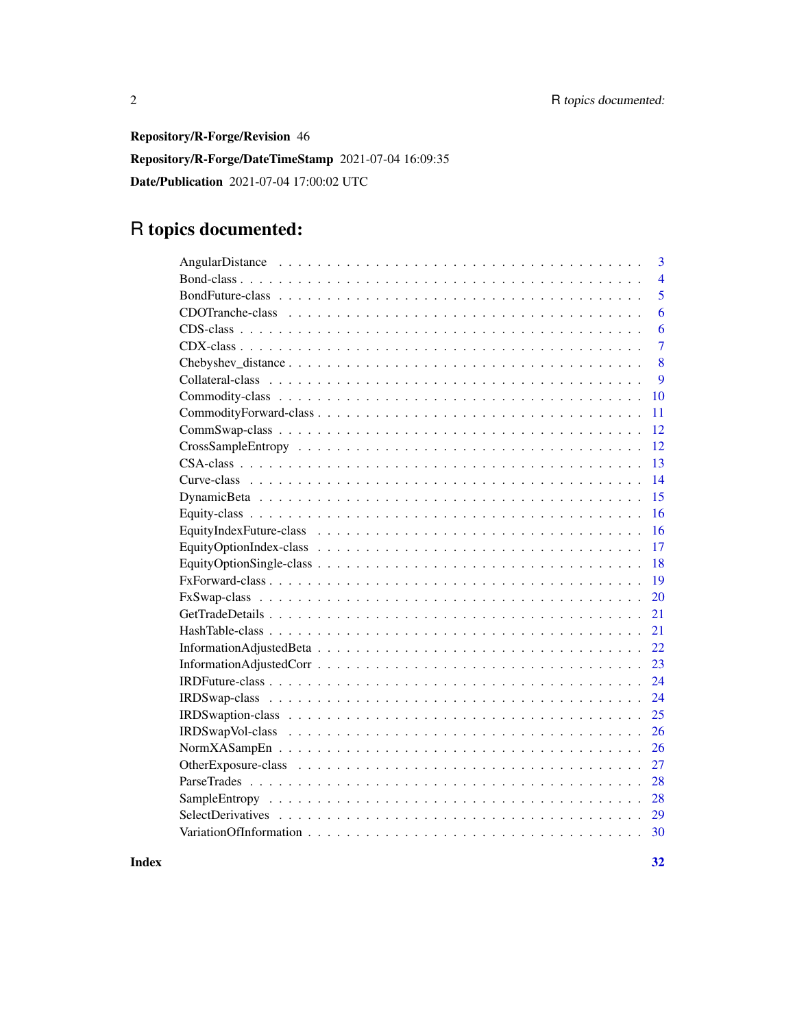**Repository/R-Forge/Revision** 46

**Repository/R-Forge/DateTimeStamp** 2021-07-04 16:09:35

**Date/Publication** 2021-07-04 17:00:02 UTC

# R topics documented:

| | |
|---|---|
| AngularDistance | 3 |
| Bond-class | 4 |
| BondFuture-class | 5 |
| CDOTranche-class | 6 |
| CDS-class | 6 |
| CDX-class | 7 |
| Chebyshev_distance | 8 |
| Collateral-class | 9 |
| Commodity-class | 10 |
| CommodityForward-class | 11 |
| CommSwap-class | 12 |
| CrossSampleEntropy | 12 |
| CSA-class | 13 |
| Curve-class | 14 |
| DynamicBeta | 15 |
| Equity-class | 16 |
| EquityIndexFuture-class | 16 |
| EquityOptionIndex-class | 17 |
| EquityOptionSingle-class | 18 |
| FxForward-class | 19 |
| FxSwap-class | 20 |
| GetTradeDetails | 21 |
| HashTable-class | 21 |
| InformationAdjustedBeta | 22 |
| InformationAdjustedCorr | 23 |
| IRDFuture-class | 24 |
| IRDSwap-class | 24 |
| IRDSwaption-class | 25 |
| IRDSwapVol-class | 26 |
| NormXASampEn | 26 |
| OtherExposure-class | 27 |
| ParseTrades | 28 |
| SampleEntropy | 28 |
| SelectDerivatives | 29 |
| VariationOfInformation | 30 |
| **Index** | **32** |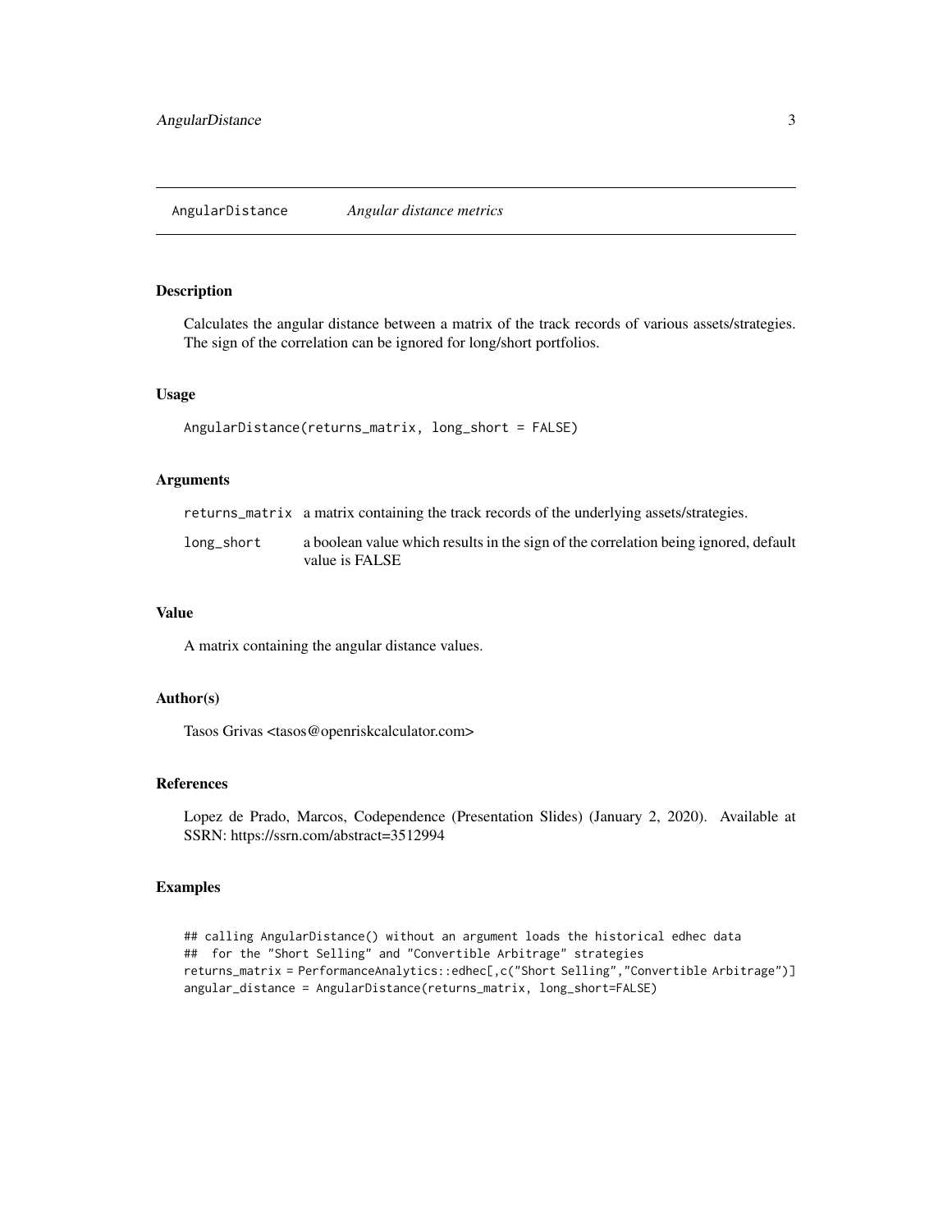## AngularDistance *Angular distance metrics*

### Description

Calculates the angular distance between a matrix of the track records of various assets/strategies. The sign of the correlation can be ignored for long/short portfolios.

### Usage

```
AngularDistance(returns_matrix, long_short = FALSE)
```

### Arguments

| | |
|---|---|
| returns_matrix | a matrix containing the track records of the underlying assets/strategies. |
| long_short | a boolean value which results in the sign of the correlation being ignored, default value is FALSE |

### Value

A matrix containing the angular distance values.

### Author(s)

Tasos Grivas <tasos@openriskcalculator.com>

### References

Lopez de Prado, Marcos, Codependence (Presentation Slides) (January 2, 2020). Available at SSRN: https://ssrn.com/abstract=3512994

### Examples

```
## calling AngularDistance() without an argument loads the historical edhec data
##  for the "Short Selling" and "Convertible Arbitrage" strategies
returns_matrix = PerformanceAnalytics::edhec[,c("Short Selling","Convertible Arbitrage")]
angular_distance = AngularDistance(returns_matrix, long_short=FALSE)
```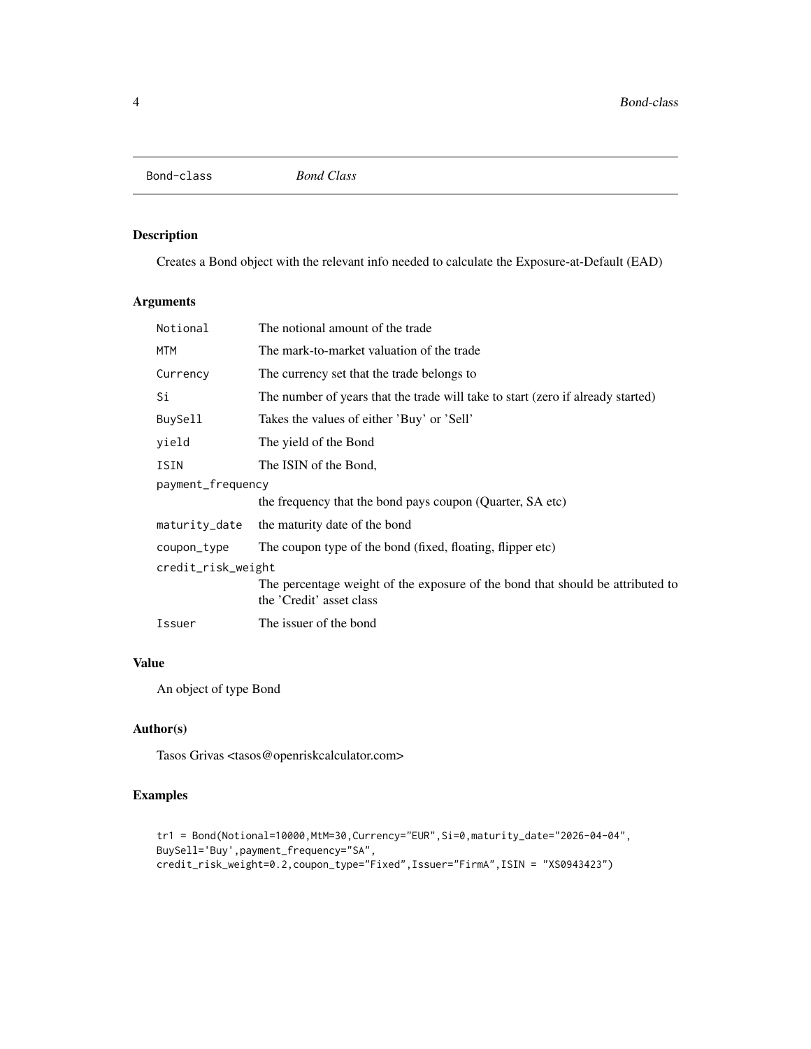## Bond-class *Bond Class*

### Description

Creates a Bond object with the relevant info needed to calculate the Exposure-at-Default (EAD)

### Arguments

| | |
|---|---|
| Notional | The notional amount of the trade |
| MTM | The mark-to-market valuation of the trade |
| Currency | The currency set that the trade belongs to |
| Si | The number of years that the trade will take to start (zero if already started) |
| BuySell | Takes the values of either 'Buy' or 'Sell' |
| yield | The yield of the Bond |
| ISIN | The ISIN of the Bond, |
| payment_frequency | the frequency that the bond pays coupon (Quarter, SA etc) |
| maturity_date | the maturity date of the bond |
| coupon_type | The coupon type of the bond (fixed, floating, flipper etc) |
| credit_risk_weight | The percentage weight of the exposure of the bond that should be attributed to the 'Credit' asset class |
| Issuer | The issuer of the bond |

### Value

An object of type Bond

### Author(s)

Tasos Grivas <tasos@openriskcalculator.com>

### Examples

```
tr1 = Bond(Notional=10000,MtM=30,Currency="EUR",Si=0,maturity_date="2026-04-04",
BuySell='Buy',payment_frequency="SA",
credit_risk_weight=0.2,coupon_type="Fixed",Issuer="FirmA",ISIN = "XS0943423")
```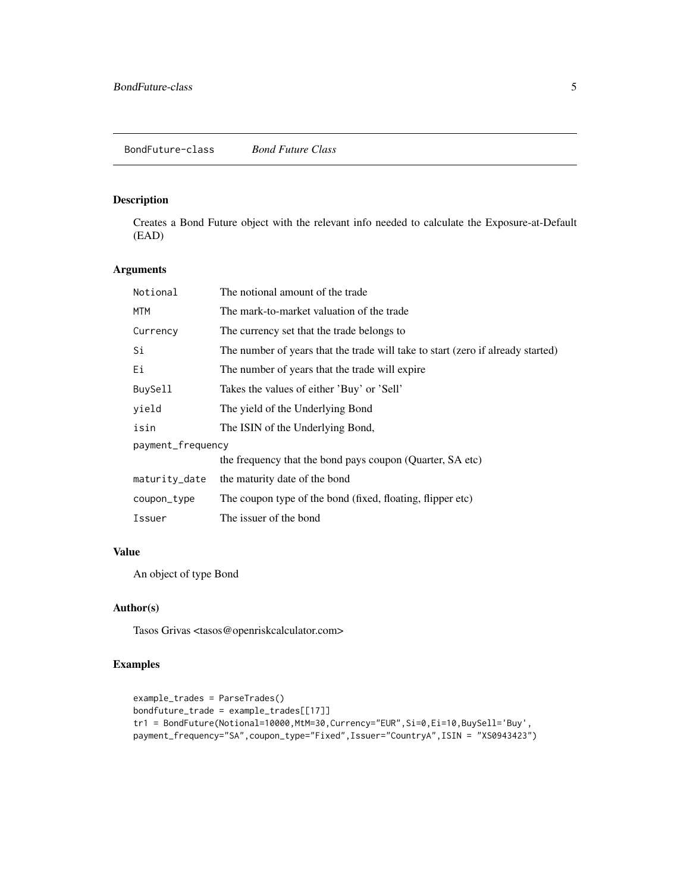## BondFuture-class *Bond Future Class*

### Description

Creates a Bond Future object with the relevant info needed to calculate the Exposure-at-Default (EAD)

### Arguments

| | |
|---|---|
| `Notional` | The notional amount of the trade |
| `MTM` | The mark-to-market valuation of the trade |
| `Currency` | The currency set that the trade belongs to |
| `Si` | The number of years that the trade will take to start (zero if already started) |
| `Ei` | The number of years that the trade will expire |
| `BuySell` | Takes the values of either 'Buy' or 'Sell' |
| `yield` | The yield of the Underlying Bond |
| `isin` | The ISIN of the Underlying Bond, |
| `payment_frequency` | the frequency that the bond pays coupon (Quarter, SA etc) |
| `maturity_date` | the maturity date of the bond |
| `coupon_type` | The coupon type of the bond (fixed, floating, flipper etc) |
| `Issuer` | The issuer of the bond |

### Value

An object of type Bond

### Author(s)

Tasos Grivas <tasos@openriskcalculator.com>

### Examples

```
example_trades = ParseTrades()
bondfuture_trade = example_trades[[17]]
tr1 = BondFuture(Notional=10000,MtM=30,Currency="EUR",Si=0,Ei=10,BuySell='Buy',
payment_frequency="SA",coupon_type="Fixed",Issuer="CountryA",ISIN = "XS0943423")
```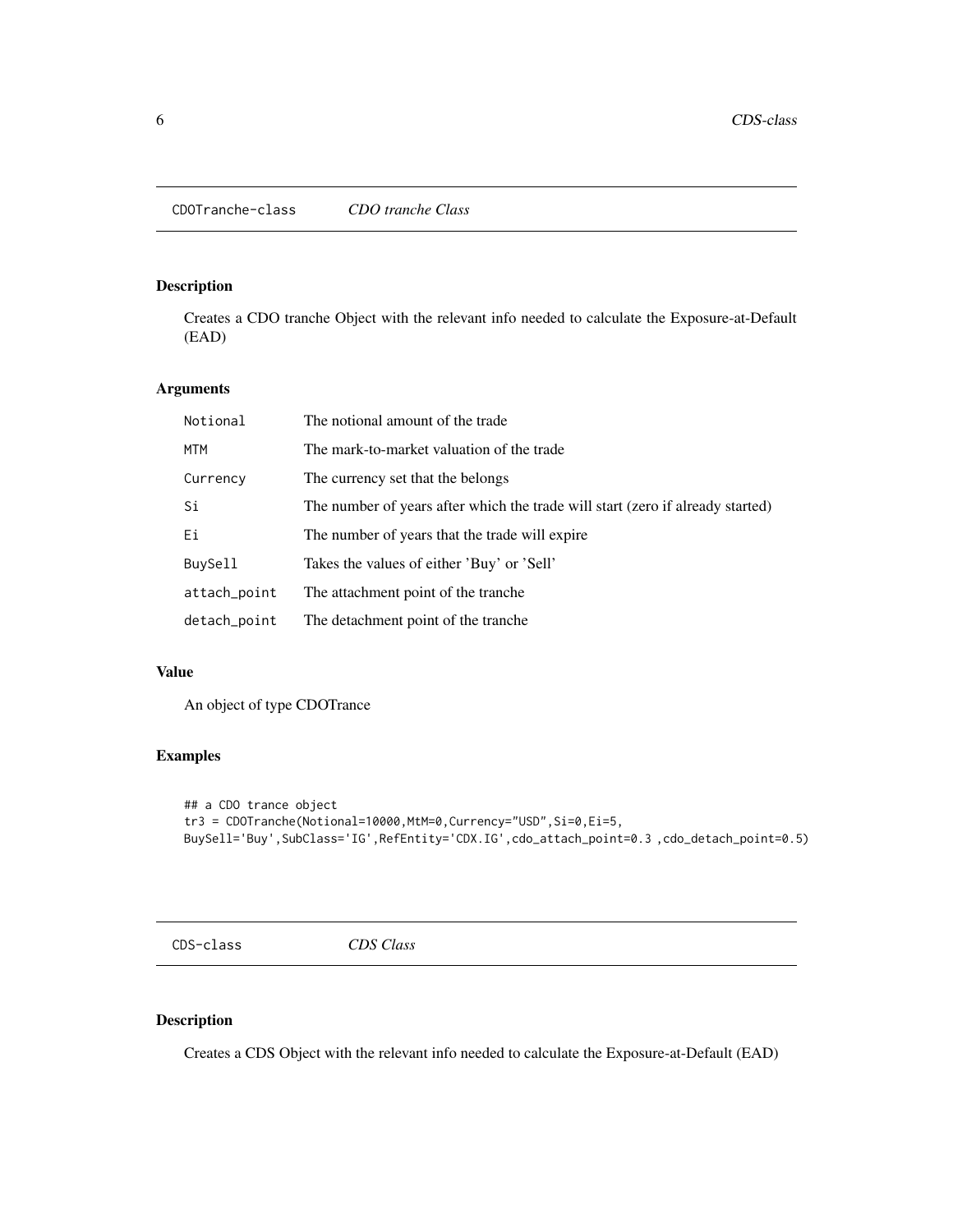## CDOTranche-class *CDO tranche Class*

### Description

Creates a CDO tranche Object with the relevant info needed to calculate the Exposure-at-Default (EAD)

### Arguments

| | |
|---|---|
| Notional | The notional amount of the trade |
| MTM | The mark-to-market valuation of the trade |
| Currency | The currency set that the belongs |
| Si | The number of years after which the trade will start (zero if already started) |
| Ei | The number of years that the trade will expire |
| BuySell | Takes the values of either 'Buy' or 'Sell' |
| attach_point | The attachment point of the tranche |
| detach_point | The detachment point of the tranche |

### Value

An object of type CDOTrance

### Examples

```
## a CDO trance object
tr3 = CDOTranche(Notional=10000,MtM=0,Currency="USD",Si=0,Ei=5,
BuySell='Buy',SubClass='IG',RefEntity='CDX.IG',cdo_attach_point=0.3 ,cdo_detach_point=0.5)
```

## CDS-class *CDS Class*

### Description

Creates a CDS Object with the relevant info needed to calculate the Exposure-at-Default (EAD)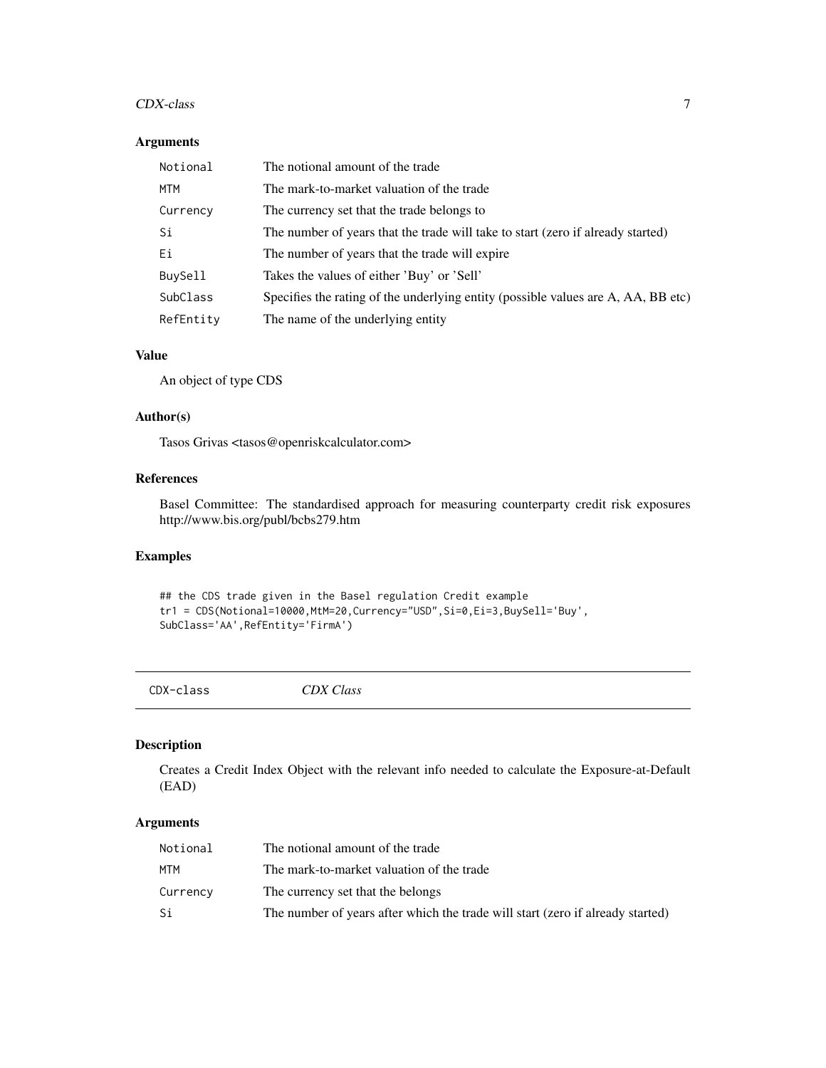## Arguments

| | |
|---|---|
| `Notional` | The notional amount of the trade |
| `MTM` | The mark-to-market valuation of the trade |
| `Currency` | The currency set that the trade belongs to |
| `Si` | The number of years that the trade will take to start (zero if already started) |
| `Ei` | The number of years that the trade will expire |
| `BuySell` | Takes the values of either 'Buy' or 'Sell' |
| `SubClass` | Specifies the rating of the underlying entity (possible values are A, AA, BB etc) |
| `RefEntity` | The name of the underlying entity |

## Value

An object of type CDS

## Author(s)

Tasos Grivas <tasos@openriskcalculator.com>

## References

Basel Committee: The standardised approach for measuring counterparty credit risk exposures http://www.bis.org/publ/bcbs279.htm

## Examples

```
## the CDS trade given in the Basel regulation Credit example
tr1 = CDS(Notional=10000,MtM=20,Currency="USD",Si=0,Ei=3,BuySell='Buy',
SubClass='AA',RefEntity='FirmA')
```

---

# CDX-class    *CDX Class*

## Description

Creates a Credit Index Object with the relevant info needed to calculate the Exposure-at-Default (EAD)

## Arguments

| | |
|---|---|
| `Notional` | The notional amount of the trade |
| `MTM` | The mark-to-market valuation of the trade |
| `Currency` | The currency set that the belongs |
| `Si` | The number of years after which the trade will start (zero if already started) |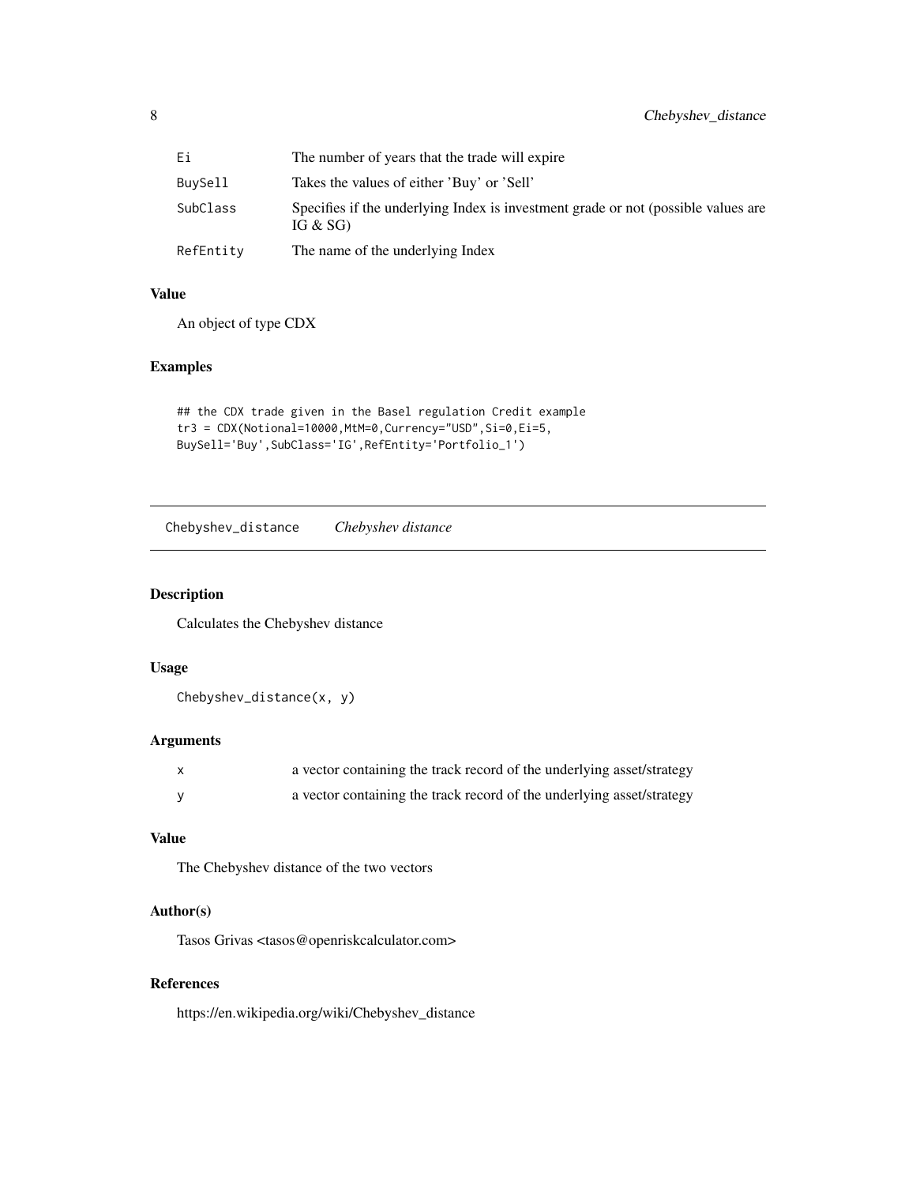| | |
|---|---|
| Ei | The number of years that the trade will expire |
| BuySell | Takes the values of either 'Buy' or 'Sell' |
| SubClass | Specifies if the underlying Index is investment grade or not (possible values are IG & SG) |
| RefEntity | The name of the underlying Index |

### Value

An object of type CDX

### Examples

```
## the CDX trade given in the Basel regulation Credit example
tr3 = CDX(Notional=10000,MtM=0,Currency="USD",Si=0,Ei=5,
BuySell='Buy',SubClass='IG',RefEntity='Portfolio_1')
```

---

## Chebyshev_distance    *Chebyshev distance*

---

### Description

Calculates the Chebyshev distance

### Usage

```
Chebyshev_distance(x, y)
```

### Arguments

| | |
|---|---|
| x | a vector containing the track record of the underlying asset/strategy |
| y | a vector containing the track record of the underlying asset/strategy |

### Value

The Chebyshev distance of the two vectors

### Author(s)

Tasos Grivas <tasos@openriskcalculator.com>

### References

https://en.wikipedia.org/wiki/Chebyshev_distance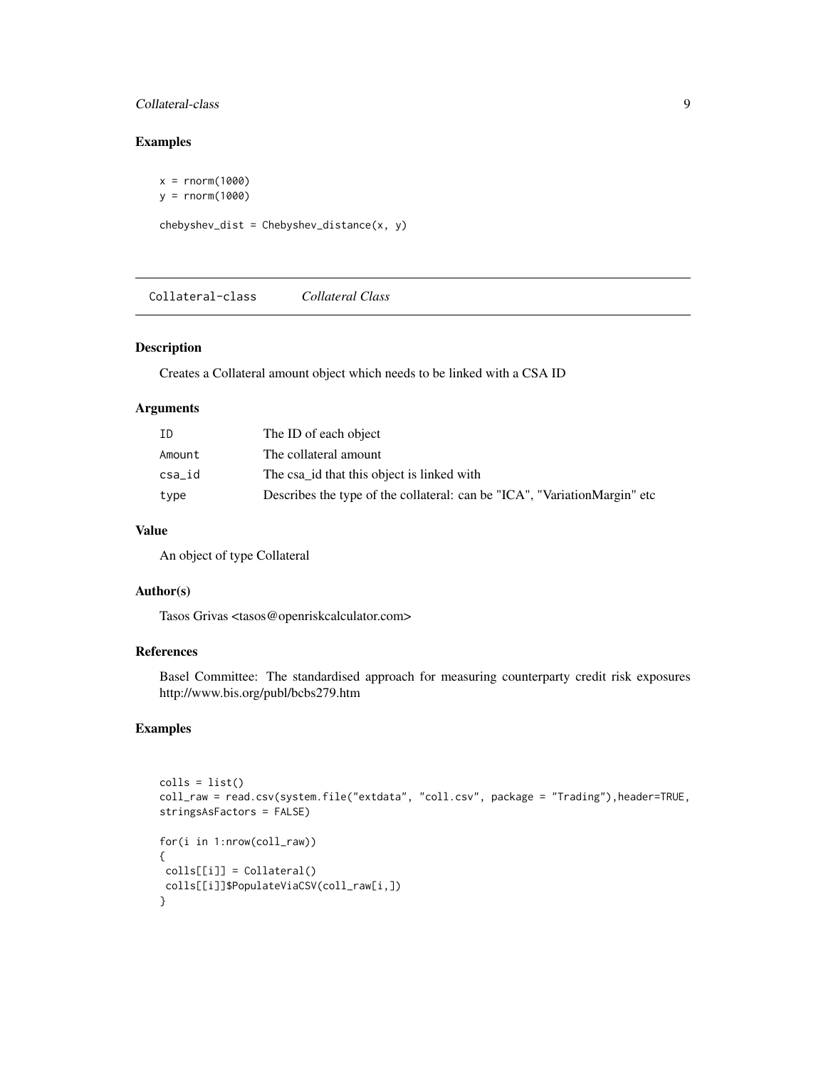## Examples

```
x = rnorm(1000)
y = rnorm(1000)

chebyshev_dist = Chebyshev_distance(x, y)
```

---

# Collateral-class    *Collateral Class*

---

### Description

Creates a Collateral amount object which needs to be linked with a CSA ID

### Arguments

| | |
|---|---|
| ID | The ID of each object |
| Amount | The collateral amount |
| csa_id | The csa_id that this object is linked with |
| type | Describes the type of the collateral: can be "ICA", "VariationMargin" etc |

### Value

An object of type Collateral

### Author(s)

Tasos Grivas <tasos@openriskcalculator.com>

### References

Basel Committee: The standardised approach for measuring counterparty credit risk exposures http://www.bis.org/publ/bcbs279.htm

### Examples

```
colls = list()
coll_raw = read.csv(system.file("extdata", "coll.csv", package = "Trading"),header=TRUE,
stringsAsFactors = FALSE)

for(i in 1:nrow(coll_raw))
{
 colls[[i]] = Collateral()
 colls[[i]]$PopulateViaCSV(coll_raw[i,])
}
```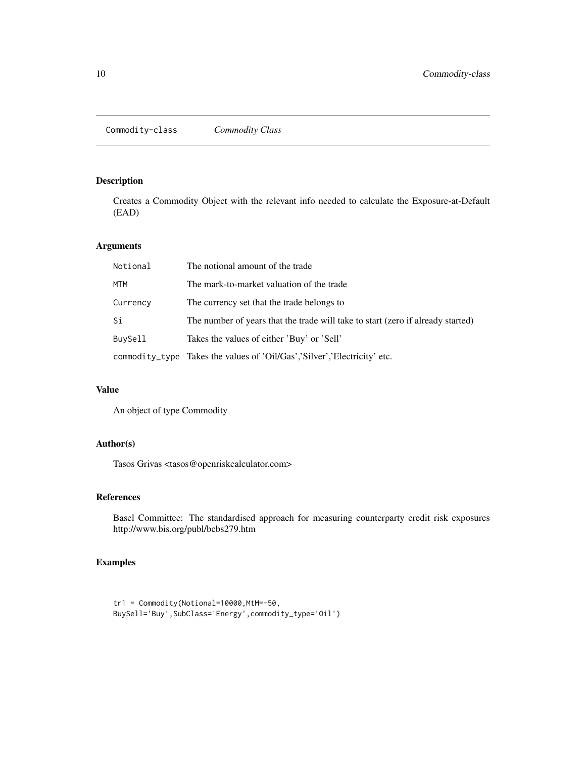# Commodity-class *Commodity Class*

## Description

Creates a Commodity Object with the relevant info needed to calculate the Exposure-at-Default (EAD)

## Arguments

| | |
|---|---|
| Notional | The notional amount of the trade |
| MTM | The mark-to-market valuation of the trade |
| Currency | The currency set that the trade belongs to |
| Si | The number of years that the trade will take to start (zero if already started) |
| BuySell | Takes the values of either 'Buy' or 'Sell' |
| commodity_type | Takes the values of 'Oil/Gas','Silver','Electricity' etc. |

## Value

An object of type Commodity

## Author(s)

Tasos Grivas <tasos@openriskcalculator.com>

## References

Basel Committee: The standardised approach for measuring counterparty credit risk exposures http://www.bis.org/publ/bcbs279.htm

## Examples

```
tr1 = Commodity(Notional=10000,MtM=-50,
BuySell='Buy',SubClass='Energy',commodity_type='Oil')
```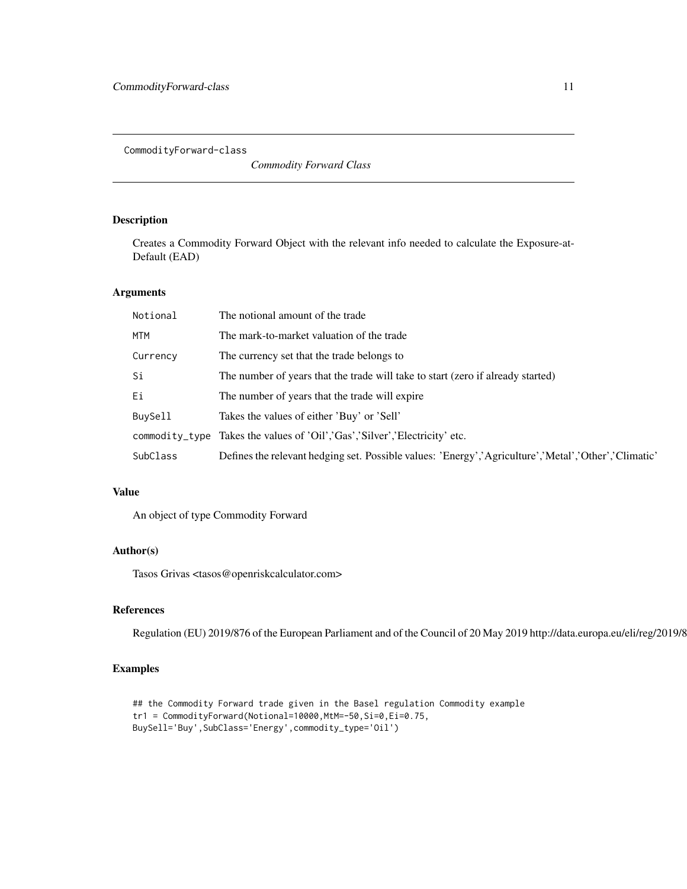CommodityForward-class    *Commodity Forward Class*

## Description

Creates a Commodity Forward Object with the relevant info needed to calculate the Exposure-at-Default (EAD)

## Arguments

| | |
|---|---|
| `Notional` | The notional amount of the trade |
| `MTM` | The mark-to-market valuation of the trade |
| `Currency` | The currency set that the trade belongs to |
| `Si` | The number of years that the trade will take to start (zero if already started) |
| `Ei` | The number of years that the trade will expire |
| `BuySell` | Takes the values of either 'Buy' or 'Sell' |
| `commodity_type` | Takes the values of 'Oil','Gas','Silver','Electricity' etc. |
| `SubClass` | Defines the relevant hedging set. Possible values: 'Energy','Agriculture','Metal','Other','Climatic' |

## Value

An object of type Commodity Forward

## Author(s)

Tasos Grivas <tasos@openriskcalculator.com>

## References

Regulation (EU) 2019/876 of the European Parliament and of the Council of 20 May 2019 http://data.europa.eu/eli/reg/2019/8

## Examples

```
## the Commodity Forward trade given in the Basel regulation Commodity example
tr1 = CommodityForward(Notional=10000,MtM=-50,Si=0,Ei=0.75,
BuySell='Buy',SubClass='Energy',commodity_type='Oil')
```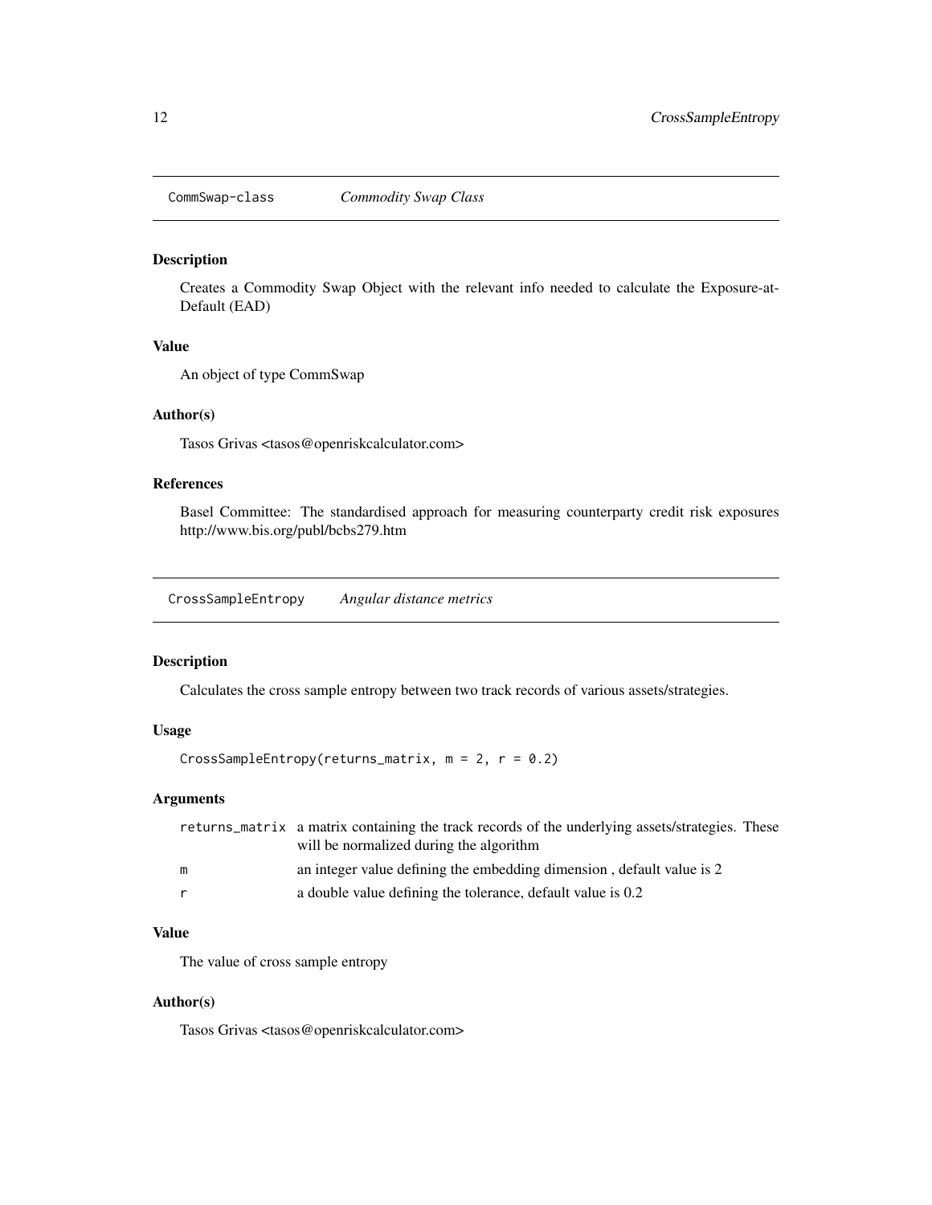## CommSwap-class — *Commodity Swap Class*

### Description

Creates a Commodity Swap Object with the relevant info needed to calculate the Exposure-at-Default (EAD)

### Value

An object of type CommSwap

### Author(s)

Tasos Grivas <tasos@openriskcalculator.com>

### References

Basel Committee: The standardised approach for measuring counterparty credit risk exposures http://www.bis.org/publ/bcbs279.htm

## CrossSampleEntropy — *Angular distance metrics*

### Description

Calculates the cross sample entropy between two track records of various assets/strategies.

### Usage

```
CrossSampleEntropy(returns_matrix, m = 2, r = 0.2)
```

### Arguments

| | |
|---|---|
| returns_matrix | a matrix containing the track records of the underlying assets/strategies. These will be normalized during the algorithm |
| m | an integer value defining the embedding dimension , default value is 2 |
| r | a double value defining the tolerance, default value is 0.2 |

### Value

The value of cross sample entropy

### Author(s)

Tasos Grivas <tasos@openriskcalculator.com>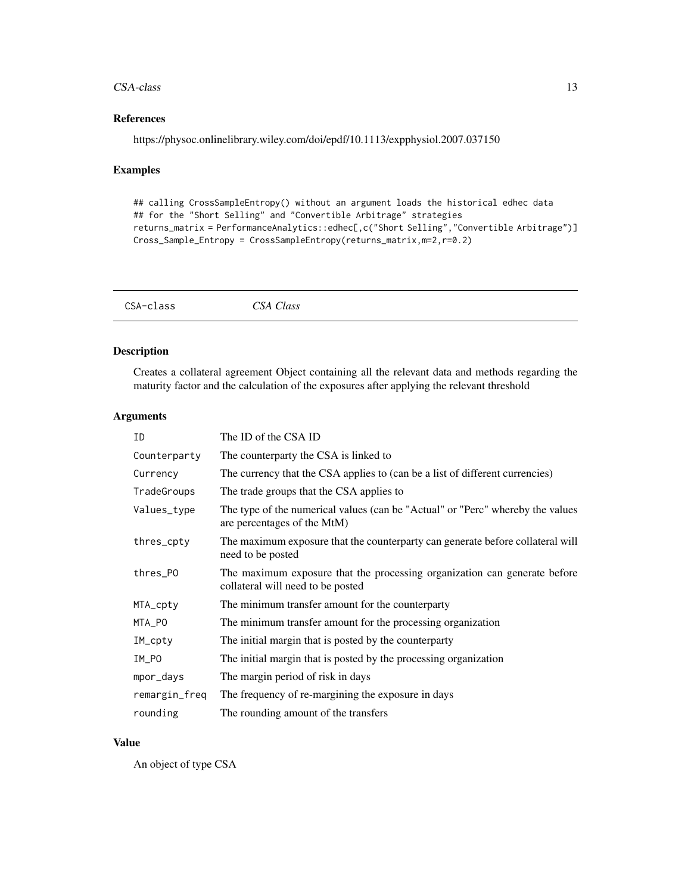### References

https://physoc.onlinelibrary.wiley.com/doi/epdf/10.1113/expphysiol.2007.037150

### Examples

```
## calling CrossSampleEntropy() without an argument loads the historical edhec data
## for the "Short Selling" and "Convertible Arbitrage" strategies
returns_matrix = PerformanceAnalytics::edhec[,c("Short Selling","Convertible Arbitrage")]
Cross_Sample_Entropy = CrossSampleEntropy(returns_matrix,m=2,r=0.2)
```

---

## CSA-class &nbsp;&nbsp;&nbsp; *CSA Class*

---

### Description

Creates a collateral agreement Object containing all the relevant data and methods regarding the maturity factor and the calculation of the exposures after applying the relevant threshold

### Arguments

| | |
|---|---|
| `ID` | The ID of the CSA ID |
| `Counterparty` | The counterparty the CSA is linked to |
| `Currency` | The currency that the CSA applies to (can be a list of different currencies) |
| `TradeGroups` | The trade groups that the CSA applies to |
| `Values_type` | The type of the numerical values (can be "Actual" or "Perc" whereby the values are percentages of the MtM) |
| `thres_cpty` | The maximum exposure that the counterparty can generate before collateral will need to be posted |
| `thres_PO` | The maximum exposure that the processing organization can generate before collateral will need to be posted |
| `MTA_cpty` | The minimum transfer amount for the counterparty |
| `MTA_PO` | The minimum transfer amount for the processing organization |
| `IM_cpty` | The initial margin that is posted by the counterparty |
| `IM_PO` | The initial margin that is posted by the processing organization |
| `mpor_days` | The margin period of risk in days |
| `remargin_freq` | The frequency of re-margining the exposure in days |
| `rounding` | The rounding amount of the transfers |

### Value

An object of type CSA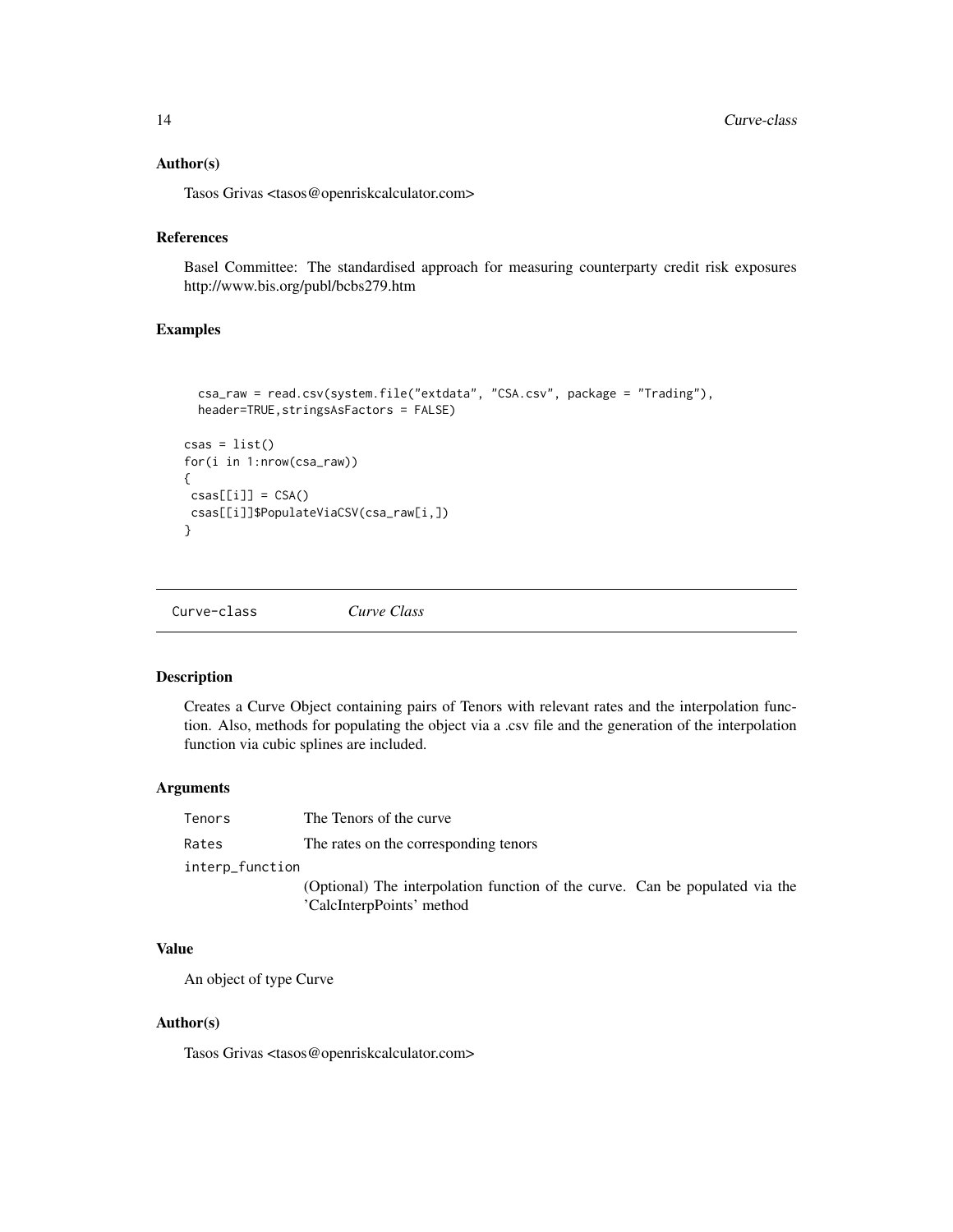### Author(s)

Tasos Grivas <tasos@openriskcalculator.com>

### References

Basel Committee: The standardised approach for measuring counterparty credit risk exposures http://www.bis.org/publ/bcbs279.htm

### Examples

```
  csa_raw = read.csv(system.file("extdata", "CSA.csv", package = "Trading"),
  header=TRUE,stringsAsFactors = FALSE)

csas = list()
for(i in 1:nrow(csa_raw))
{
 csas[[i]] = CSA()
 csas[[i]]$PopulateViaCSV(csa_raw[i,])
}
```

---

## Curve-class *Curve Class*

### Description

Creates a Curve Object containing pairs of Tenors with relevant rates and the interpolation function. Also, methods for populating the object via a .csv file and the generation of the interpolation function via cubic splines are included.

### Arguments

| | |
|---|---|
| Tenors | The Tenors of the curve |
| Rates | The rates on the corresponding tenors |
| interp_function | (Optional) The interpolation function of the curve. Can be populated via the 'CalcInterpPoints' method |

### Value

An object of type Curve

### Author(s)

Tasos Grivas <tasos@openriskcalculator.com>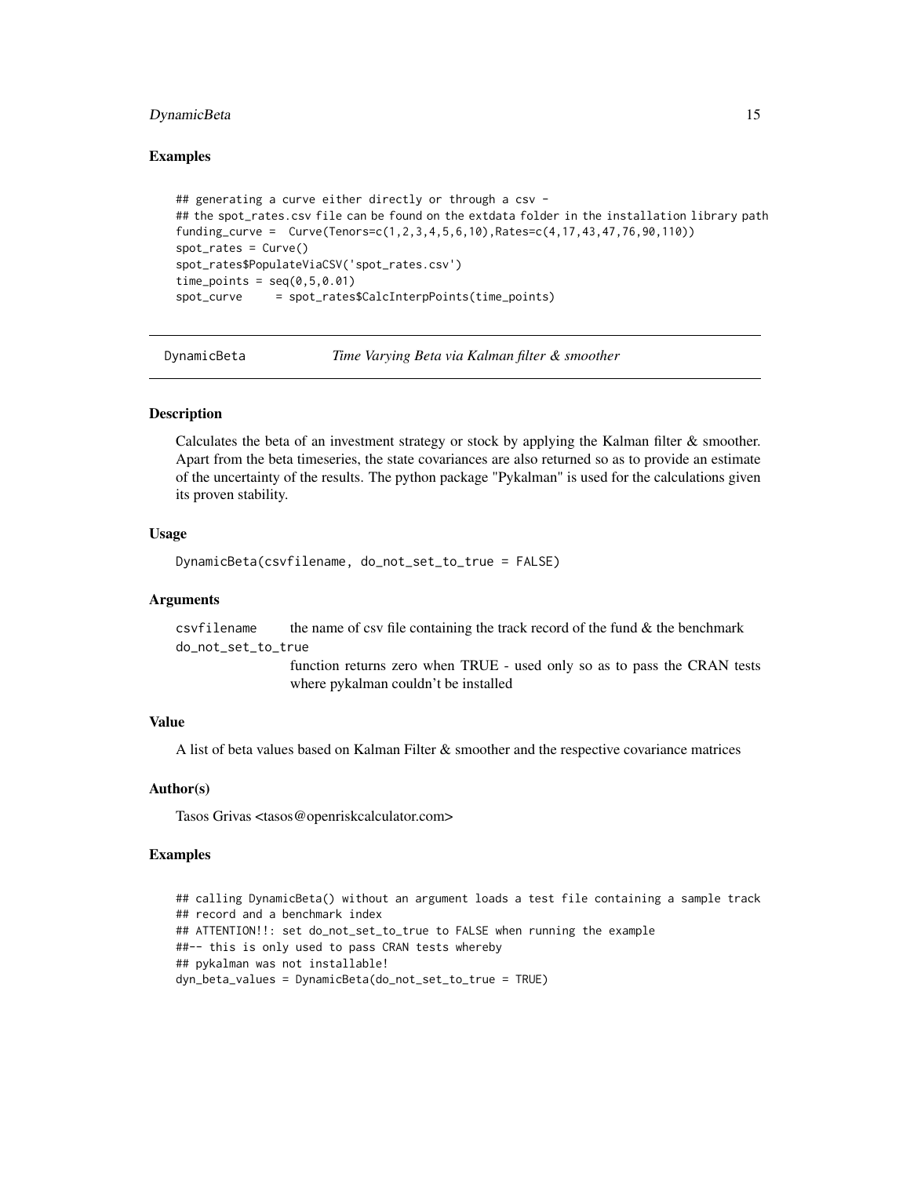## Examples

```
## generating a curve either directly or through a csv -
## the spot_rates.csv file can be found on the extdata folder in the installation library path
funding_curve =  Curve(Tenors=c(1,2,3,4,5,6,10),Rates=c(4,17,43,47,76,90,110))
spot_rates = Curve()
spot_rates$PopulateViaCSV('spot_rates.csv')
time_points = seq(0,5,0.01)
spot_curve     = spot_rates$CalcInterpPoints(time_points)
```

---

# DynamicBeta — *Time Varying Beta via Kalman filter & smoother*

---

## Description

Calculates the beta of an investment strategy or stock by applying the Kalman filter & smoother. Apart from the beta timeseries, the state covariances are also returned so as to provide an estimate of the uncertainty of the results. The python package "Pykalman" is used for the calculations given its proven stability.

## Usage

```
DynamicBeta(csvfilename, do_not_set_to_true = FALSE)
```

## Arguments

| | |
|---|---|
| `csvfilename` | the name of csv file containing the track record of the fund & the benchmark |
| `do_not_set_to_true` | function returns zero when TRUE - used only so as to pass the CRAN tests where pykalman couldn't be installed |

## Value

A list of beta values based on Kalman Filter & smoother and the respective covariance matrices

## Author(s)

Tasos Grivas <tasos@openriskcalculator.com>

## Examples

```
## calling DynamicBeta() without an argument loads a test file containing a sample track
## record and a benchmark index
## ATTENTION!!: set do_not_set_to_true to FALSE when running the example
##-- this is only used to pass CRAN tests whereby
## pykalman was not installable!
dyn_beta_values = DynamicBeta(do_not_set_to_true = TRUE)
```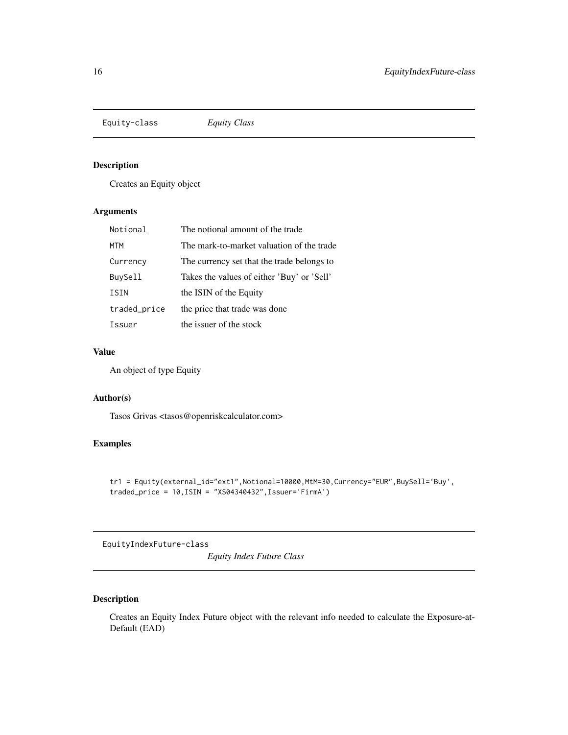## Equity-class *Equity Class*

### Description

Creates an Equity object

### Arguments

| | |
|---|---|
| Notional | The notional amount of the trade |
| MTM | The mark-to-market valuation of the trade |
| Currency | The currency set that the trade belongs to |
| BuySell | Takes the values of either 'Buy' or 'Sell' |
| ISIN | the ISIN of the Equity |
| traded_price | the price that trade was done |
| Issuer | the issuer of the stock |

### Value

An object of type Equity

### Author(s)

Tasos Grivas <tasos@openriskcalculator.com>

### Examples

```
tr1 = Equity(external_id="ext1",Notional=10000,MtM=30,Currency="EUR",BuySell='Buy',
traded_price = 10,ISIN = "XS04340432",Issuer='FirmA')
```

## EquityIndexFuture-class *Equity Index Future Class*

### Description

Creates an Equity Index Future object with the relevant info needed to calculate the Exposure-at-Default (EAD)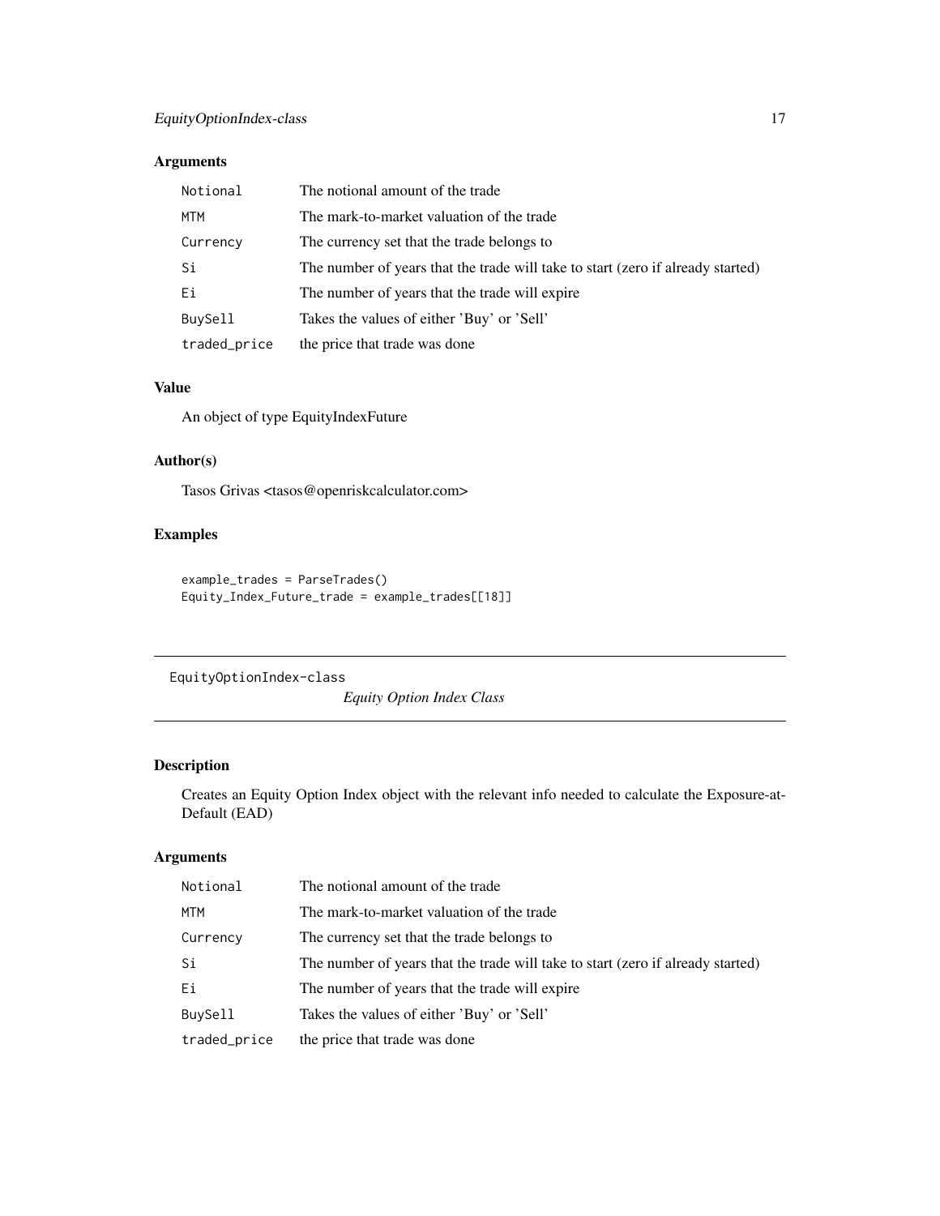## Arguments

| | |
|---|---|
| `Notional` | The notional amount of the trade |
| `MTM` | The mark-to-market valuation of the trade |
| `Currency` | The currency set that the trade belongs to |
| `Si` | The number of years that the trade will take to start (zero if already started) |
| `Ei` | The number of years that the trade will expire |
| `BuySell` | Takes the values of either 'Buy' or 'Sell' |
| `traded_price` | the price that trade was done |

## Value

An object of type EquityIndexFuture

## Author(s)

Tasos Grivas <tasos@openriskcalculator.com>

## Examples

```
example_trades = ParseTrades()
Equity_Index_Future_trade = example_trades[[18]]
```

---

# EquityOptionIndex-class &nbsp;&nbsp;&nbsp;&nbsp; *Equity Option Index Class*

---

## Description

Creates an Equity Option Index object with the relevant info needed to calculate the Exposure-at-Default (EAD)

## Arguments

| | |
|---|---|
| `Notional` | The notional amount of the trade |
| `MTM` | The mark-to-market valuation of the trade |
| `Currency` | The currency set that the trade belongs to |
| `Si` | The number of years that the trade will take to start (zero if already started) |
| `Ei` | The number of years that the trade will expire |
| `BuySell` | Takes the values of either 'Buy' or 'Sell' |
| `traded_price` | the price that trade was done |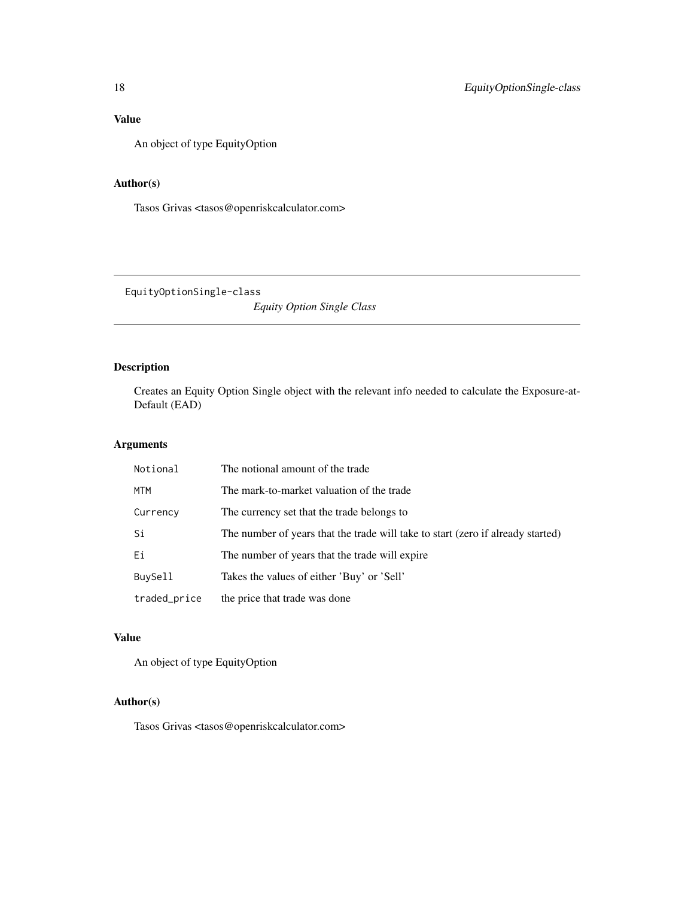## Value

An object of type EquityOption

## Author(s)

Tasos Grivas <tasos@openriskcalculator.com>

---

# EquityOptionSingle-class

*Equity Option Single Class*

## Description

Creates an Equity Option Single object with the relevant info needed to calculate the Exposure-at-Default (EAD)

## Arguments

| | |
|---|---|
| `Notional` | The notional amount of the trade |
| `MTM` | The mark-to-market valuation of the trade |
| `Currency` | The currency set that the trade belongs to |
| `Si` | The number of years that the trade will take to start (zero if already started) |
| `Ei` | The number of years that the trade will expire |
| `BuySell` | Takes the values of either 'Buy' or 'Sell' |
| `traded_price` | the price that trade was done |

## Value

An object of type EquityOption

## Author(s)

Tasos Grivas <tasos@openriskcalculator.com>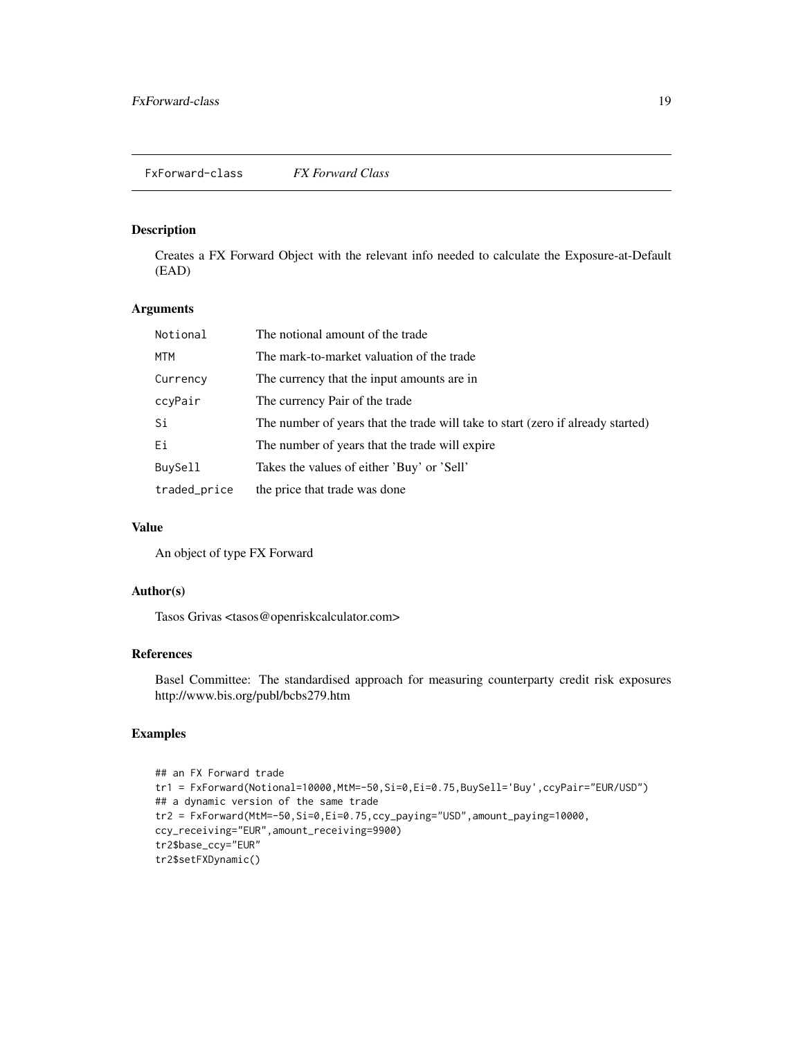## FxForward-class — *FX Forward Class*

### Description

Creates a FX Forward Object with the relevant info needed to calculate the Exposure-at-Default (EAD)

### Arguments

| | |
|---|---|
| `Notional` | The notional amount of the trade |
| `MTM` | The mark-to-market valuation of the trade |
| `Currency` | The currency that the input amounts are in |
| `ccyPair` | The currency Pair of the trade |
| `Si` | The number of years that the trade will take to start (zero if already started) |
| `Ei` | The number of years that the trade will expire |
| `BuySell` | Takes the values of either 'Buy' or 'Sell' |
| `traded_price` | the price that trade was done |

### Value

An object of type FX Forward

### Author(s)

Tasos Grivas <tasos@openriskcalculator.com>

### References

Basel Committee: The standardised approach for measuring counterparty credit risk exposures http://www.bis.org/publ/bcbs279.htm

### Examples

```
## an FX Forward trade
tr1 = FxForward(Notional=10000,MtM=-50,Si=0,Ei=0.75,BuySell='Buy',ccyPair="EUR/USD")
## a dynamic version of the same trade
tr2 = FxForward(MtM=-50,Si=0,Ei=0.75,ccy_paying="USD",amount_paying=10000,
ccy_receiving="EUR",amount_receiving=9900)
tr2$base_ccy="EUR"
tr2$setFXDynamic()
```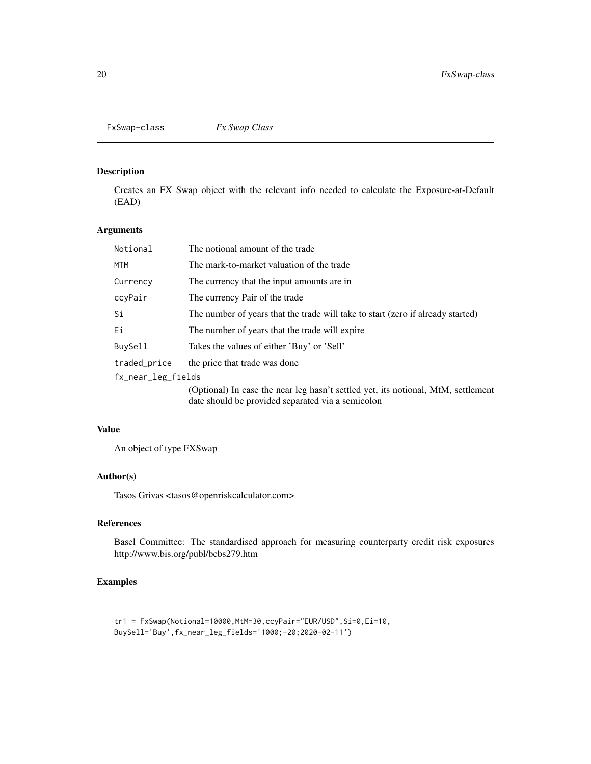FxSwap-class    *Fx Swap Class*

## Description

Creates an FX Swap object with the relevant info needed to calculate the Exposure-at-Default (EAD)

## Arguments

| | |
|---|---|
| `Notional` | The notional amount of the trade |
| `MTM` | The mark-to-market valuation of the trade |
| `Currency` | The currency that the input amounts are in |
| `ccyPair` | The currency Pair of the trade |
| `Si` | The number of years that the trade will take to start (zero if already started) |
| `Ei` | The number of years that the trade will expire |
| `BuySell` | Takes the values of either 'Buy' or 'Sell' |
| `traded_price` | the price that trade was done |
| `fx_near_leg_fields` | (Optional) In case the near leg hasn't settled yet, its notional, MtM, settlement date should be provided separated via a semicolon |

## Value

An object of type FXSwap

## Author(s)

Tasos Grivas <tasos@openriskcalculator.com>

## References

Basel Committee: The standardised approach for measuring counterparty credit risk exposures http://www.bis.org/publ/bcbs279.htm

## Examples

```
tr1 = FxSwap(Notional=10000,MtM=30,ccyPair="EUR/USD",Si=0,Ei=10,
BuySell='Buy',fx_near_leg_fields='1000;-20;2020-02-11')
```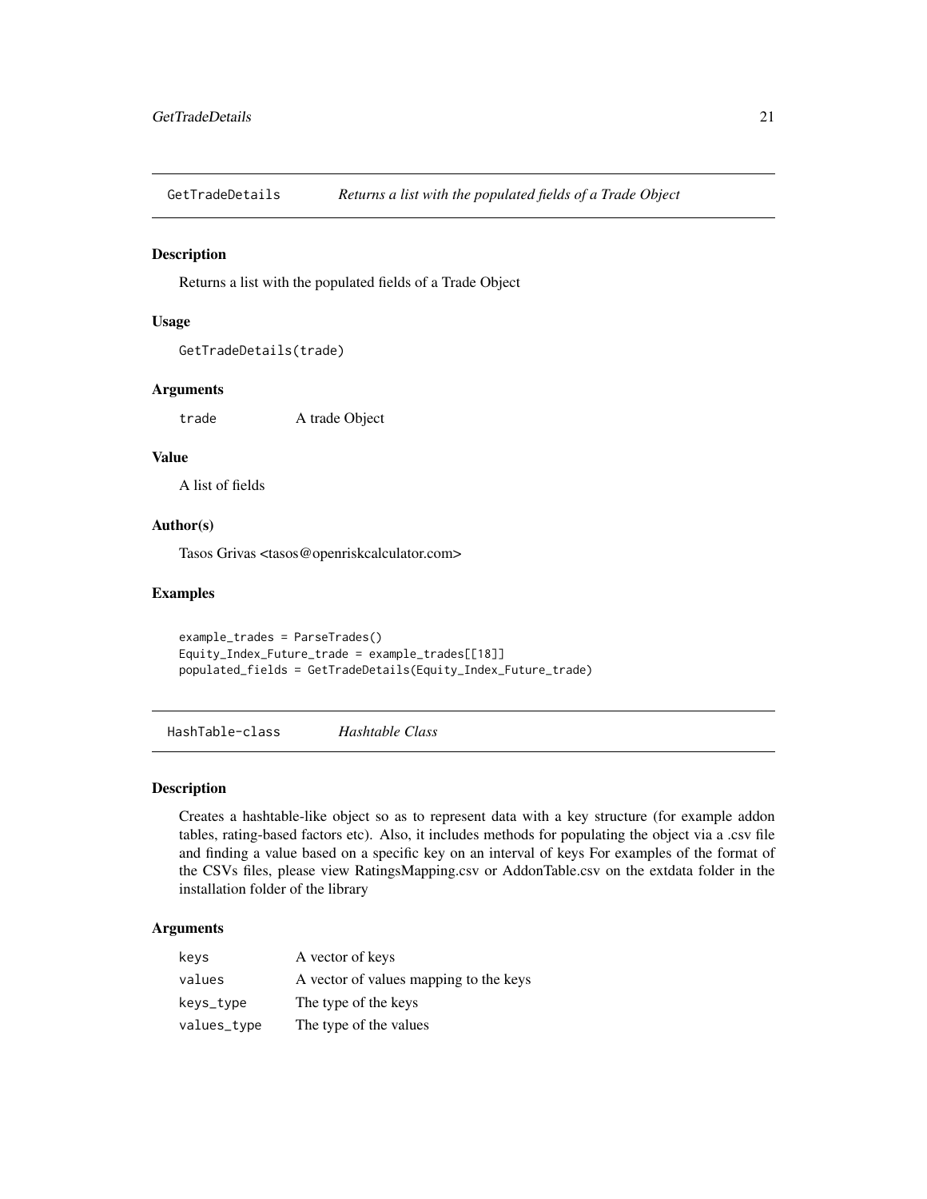## GetTradeDetails — *Returns a list with the populated fields of a Trade Object*

### Description

Returns a list with the populated fields of a Trade Object

### Usage

```
GetTradeDetails(trade)
```

### Arguments

| | |
|---|---|
| `trade` | A trade Object |

### Value

A list of fields

### Author(s)

Tasos Grivas <tasos@openriskcalculator.com>

### Examples

```
example_trades = ParseTrades()
Equity_Index_Future_trade = example_trades[[18]]
populated_fields = GetTradeDetails(Equity_Index_Future_trade)
```

## HashTable-class — *Hashtable Class*

### Description

Creates a hashtable-like object so as to represent data with a key structure (for example addon tables, rating-based factors etc). Also, it includes methods for populating the object via a .csv file and finding a value based on a specific key on an interval of keys For examples of the format of the CSVs files, please view RatingsMapping.csv or AddonTable.csv on the extdata folder in the installation folder of the library

### Arguments

| | |
|---|---|
| `keys` | A vector of keys |
| `values` | A vector of values mapping to the keys |
| `keys_type` | The type of the keys |
| `values_type` | The type of the values |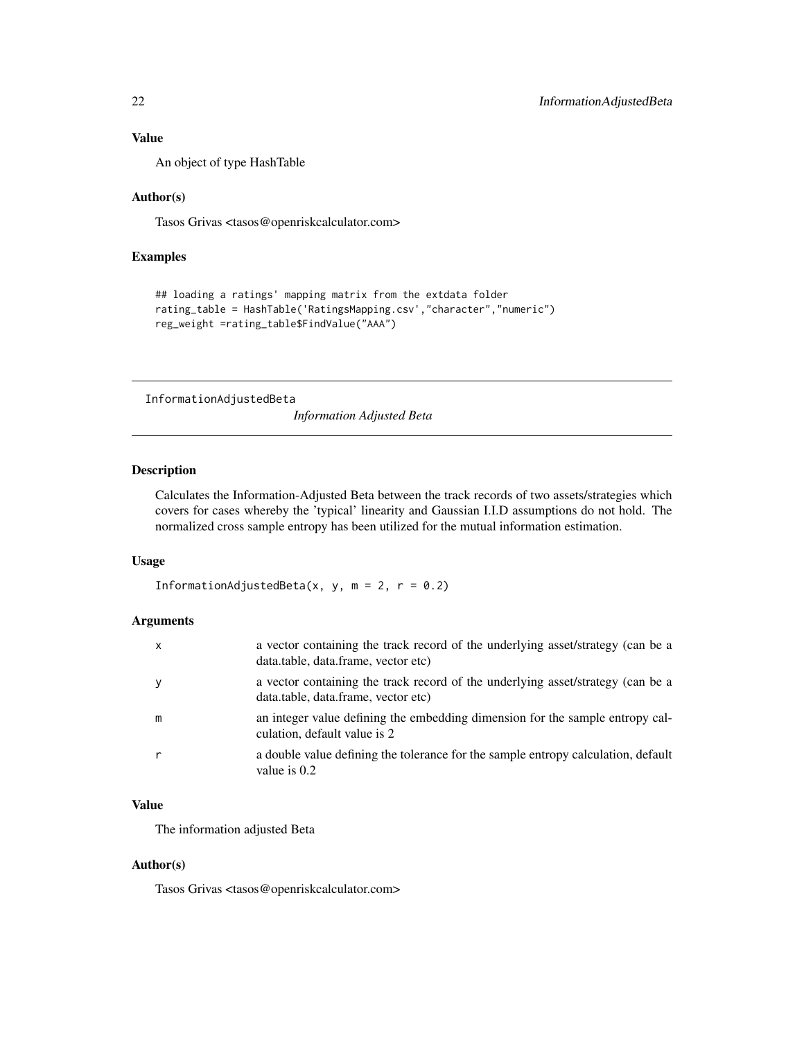### Value

An object of type HashTable

### Author(s)

Tasos Grivas <tasos@openriskcalculator.com>

### Examples

```
## loading a ratings' mapping matrix from the extdata folder
rating_table = HashTable('RatingsMapping.csv',"character","numeric")
reg_weight =rating_table$FindValue("AAA")
```

---

## InformationAdjustedBeta — *Information Adjusted Beta*

---

### Description

Calculates the Information-Adjusted Beta between the track records of two assets/strategies which covers for cases whereby the 'typical' linearity and Gaussian I.I.D assumptions do not hold. The normalized cross sample entropy has been utilized for the mutual information estimation.

### Usage

```
InformationAdjustedBeta(x, y, m = 2, r = 0.2)
```

### Arguments

| | |
|---|---|
| x | a vector containing the track record of the underlying asset/strategy (can be a data.table, data.frame, vector etc) |
| y | a vector containing the track record of the underlying asset/strategy (can be a data.table, data.frame, vector etc) |
| m | an integer value defining the embedding dimension for the sample entropy calculation, default value is 2 |
| r | a double value defining the tolerance for the sample entropy calculation, default value is 0.2 |

### Value

The information adjusted Beta

### Author(s)

Tasos Grivas <tasos@openriskcalculator.com>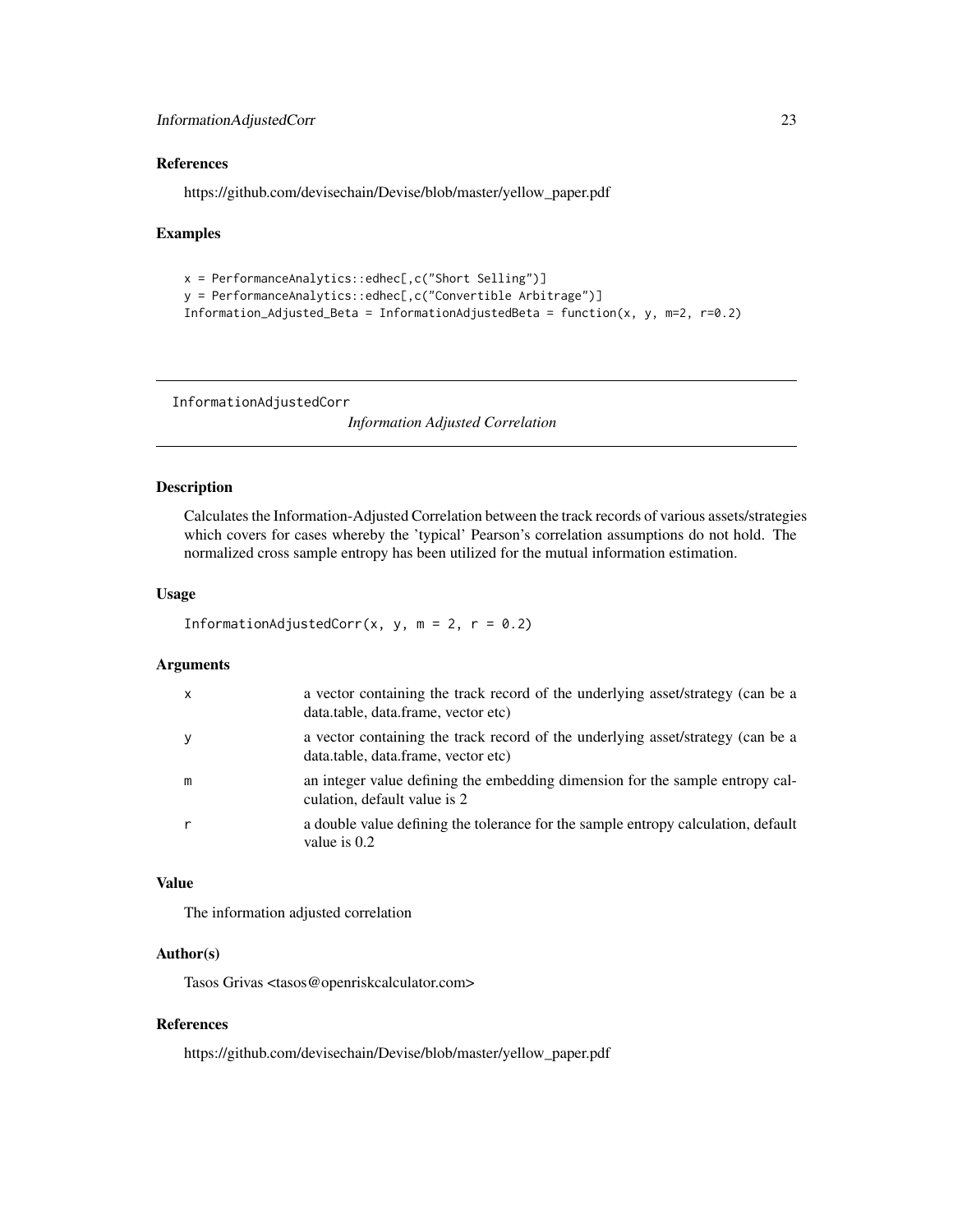### References

https://github.com/devisechain/Devise/blob/master/yellow_paper.pdf

### Examples

```
x = PerformanceAnalytics::edhec[,c("Short Selling")]
y = PerformanceAnalytics::edhec[,c("Convertible Arbitrage")]
Information_Adjusted_Beta = InformationAdjustedBeta = function(x, y, m=2, r=0.2)
```

---

## InformationAdjustedCorr

*Information Adjusted Correlation*

---

### Description

Calculates the Information-Adjusted Correlation between the track records of various assets/strategies which covers for cases whereby the 'typical' Pearson's correlation assumptions do not hold. The normalized cross sample entropy has been utilized for the mutual information estimation.

### Usage

```
InformationAdjustedCorr(x, y, m = 2, r = 0.2)
```

### Arguments

| | |
|---|---|
| x | a vector containing the track record of the underlying asset/strategy (can be a data.table, data.frame, vector etc) |
| y | a vector containing the track record of the underlying asset/strategy (can be a data.table, data.frame, vector etc) |
| m | an integer value defining the embedding dimension for the sample entropy calculation, default value is 2 |
| r | a double value defining the tolerance for the sample entropy calculation, default value is 0.2 |

### Value

The information adjusted correlation

### Author(s)

Tasos Grivas <tasos@openriskcalculator.com>

### References

https://github.com/devisechain/Devise/blob/master/yellow_paper.pdf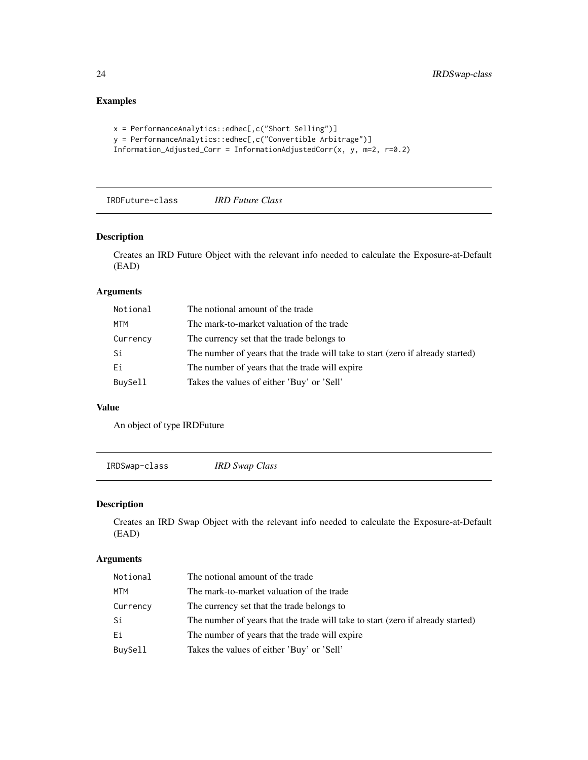## Examples

```
x = PerformanceAnalytics::edhec[,c("Short Selling")]
y = PerformanceAnalytics::edhec[,c("Convertible Arbitrage")]
Information_Adjusted_Corr = InformationAdjustedCorr(x, y, m=2, r=0.2)
```

---

# IRDFuture-class *IRD Future Class*

## Description

Creates an IRD Future Object with the relevant info needed to calculate the Exposure-at-Default (EAD)

## Arguments

| | |
|---|---|
| Notional | The notional amount of the trade |
| MTM | The mark-to-market valuation of the trade |
| Currency | The currency set that the trade belongs to |
| Si | The number of years that the trade will take to start (zero if already started) |
| Ei | The number of years that the trade will expire |
| BuySell | Takes the values of either 'Buy' or 'Sell' |

## Value

An object of type IRDFuture

---

# IRDSwap-class *IRD Swap Class*

## Description

Creates an IRD Swap Object with the relevant info needed to calculate the Exposure-at-Default (EAD)

## Arguments

| | |
|---|---|
| Notional | The notional amount of the trade |
| MTM | The mark-to-market valuation of the trade |
| Currency | The currency set that the trade belongs to |
| Si | The number of years that the trade will take to start (zero if already started) |
| Ei | The number of years that the trade will expire |
| BuySell | Takes the values of either 'Buy' or 'Sell' |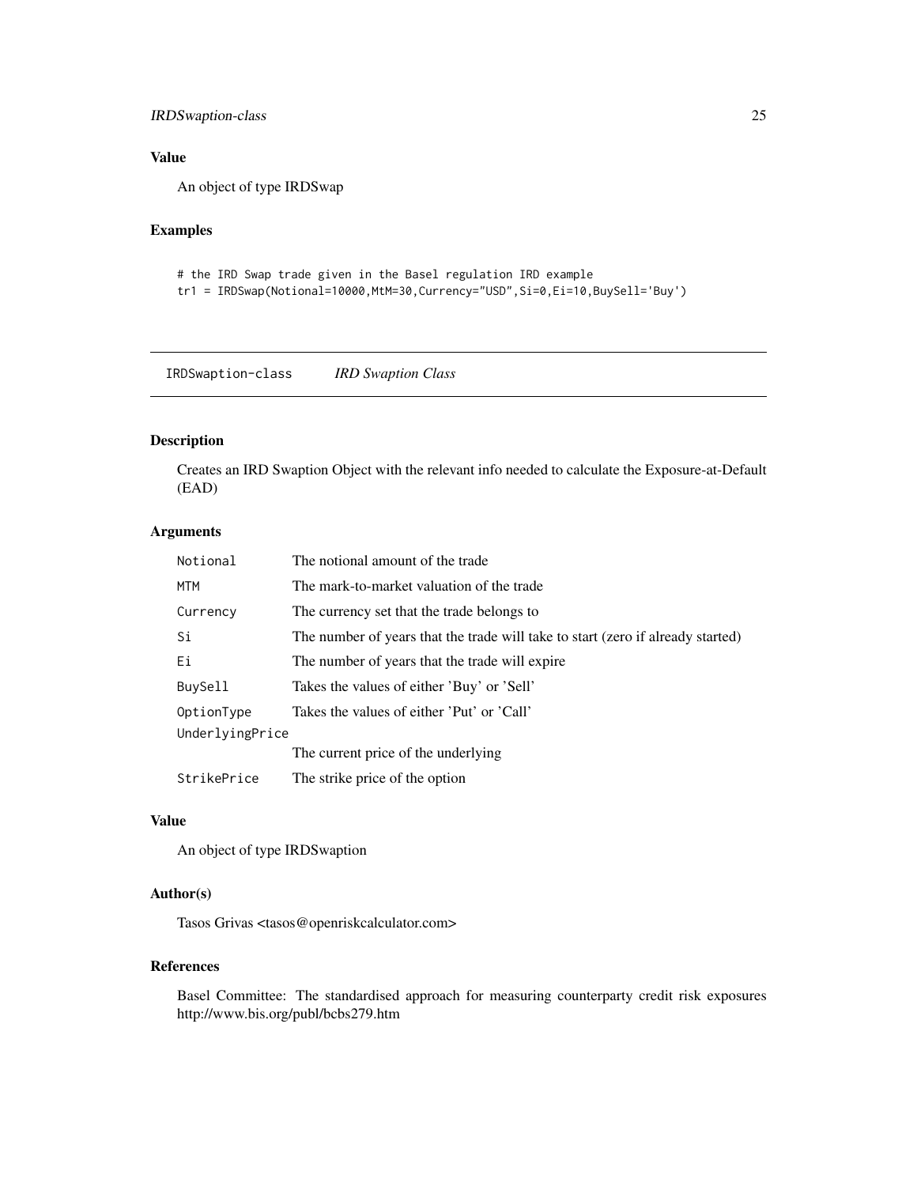## Value

An object of type IRDSwap

## Examples

```
# the IRD Swap trade given in the Basel regulation IRD example
tr1 = IRDSwap(Notional=10000,MtM=30,Currency="USD",Si=0,Ei=10,BuySell='Buy')
```

---

# IRDSwaption-class *IRD Swaption Class*

## Description

Creates an IRD Swaption Object with the relevant info needed to calculate the Exposure-at-Default (EAD)

## Arguments

| | |
|---|---|
| Notional | The notional amount of the trade |
| MTM | The mark-to-market valuation of the trade |
| Currency | The currency set that the trade belongs to |
| Si | The number of years that the trade will take to start (zero if already started) |
| Ei | The number of years that the trade will expire |
| BuySell | Takes the values of either 'Buy' or 'Sell' |
| OptionType | Takes the values of either 'Put' or 'Call' |
| UnderlyingPrice | The current price of the underlying |
| StrikePrice | The strike price of the option |

## Value

An object of type IRDSwaption

## Author(s)

Tasos Grivas <tasos@openriskcalculator.com>

## References

Basel Committee: The standardised approach for measuring counterparty credit risk exposures http://www.bis.org/publ/bcbs279.htm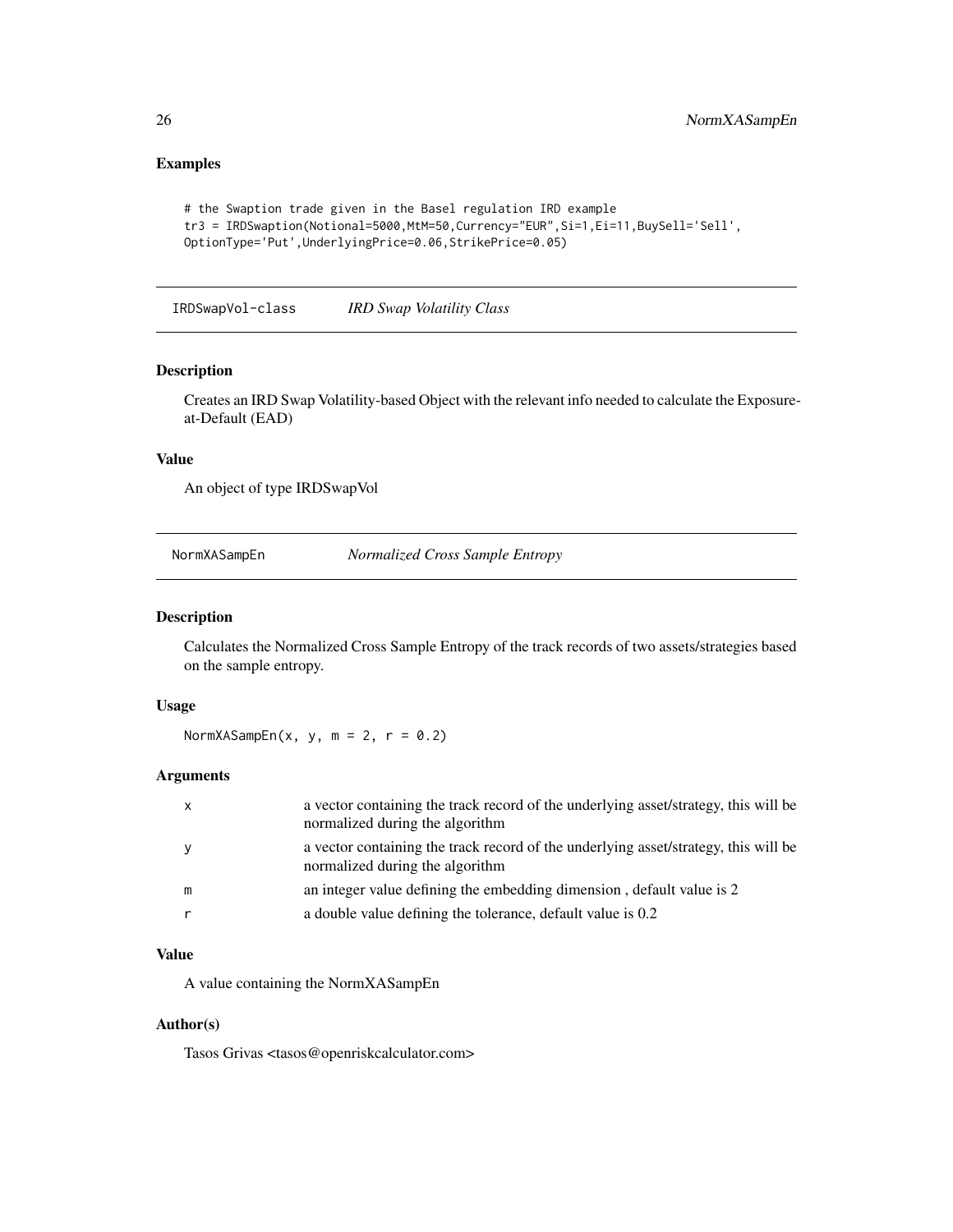## Examples

```
# the Swaption trade given in the Basel regulation IRD example
tr3 = IRDSwaption(Notional=5000,MtM=50,Currency="EUR",Si=1,Ei=11,BuySell='Sell',
OptionType='Put',UnderlyingPrice=0.06,StrikePrice=0.05)
```

---

# IRDSwapVol-class *IRD Swap Volatility Class*

---

## Description

Creates an IRD Swap Volatility-based Object with the relevant info needed to calculate the Exposure-at-Default (EAD)

## Value

An object of type IRDSwapVol

---

# NormXASampEn *Normalized Cross Sample Entropy*

---

## Description

Calculates the Normalized Cross Sample Entropy of the track records of two assets/strategies based on the sample entropy.

## Usage

```
NormXASampEn(x, y, m = 2, r = 0.2)
```

## Arguments

| | |
|---|---|
| x | a vector containing the track record of the underlying asset/strategy, this will be normalized during the algorithm |
| y | a vector containing the track record of the underlying asset/strategy, this will be normalized during the algorithm |
| m | an integer value defining the embedding dimension , default value is 2 |
| r | a double value defining the tolerance, default value is 0.2 |

## Value

A value containing the NormXASampEn

## Author(s)

Tasos Grivas <tasos@openriskcalculator.com>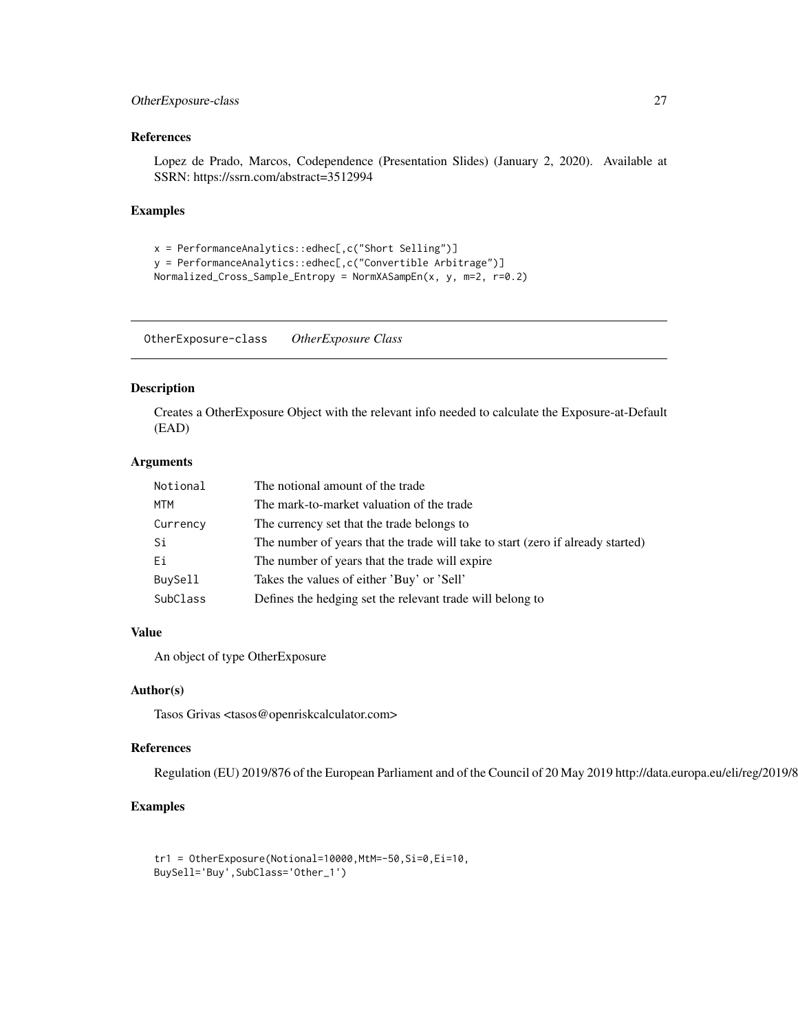### References

Lopez de Prado, Marcos, Codependence (Presentation Slides) (January 2, 2020). Available at SSRN: https://ssrn.com/abstract=3512994

### Examples

```
x = PerformanceAnalytics::edhec[,c("Short Selling")]
y = PerformanceAnalytics::edhec[,c("Convertible Arbitrage")]
Normalized_Cross_Sample_Entropy = NormXASampEn(x, y, m=2, r=0.2)
```

---

## OtherExposure-class *OtherExposure Class*

---

### Description

Creates a OtherExposure Object with the relevant info needed to calculate the Exposure-at-Default (EAD)

### Arguments

| | |
|---|---|
| Notional | The notional amount of the trade |
| MTM | The mark-to-market valuation of the trade |
| Currency | The currency set that the trade belongs to |
| Si | The number of years that the trade will take to start (zero if already started) |
| Ei | The number of years that the trade will expire |
| BuySell | Takes the values of either 'Buy' or 'Sell' |
| SubClass | Defines the hedging set the relevant trade will belong to |

### Value

An object of type OtherExposure

### Author(s)

Tasos Grivas <tasos@openriskcalculator.com>

### References

Regulation (EU) 2019/876 of the European Parliament and of the Council of 20 May 2019 http://data.europa.eu/eli/reg/2019/8

### Examples

```
tr1 = OtherExposure(Notional=10000,MtM=-50,Si=0,Ei=10,
BuySell='Buy',SubClass='Other_1')
```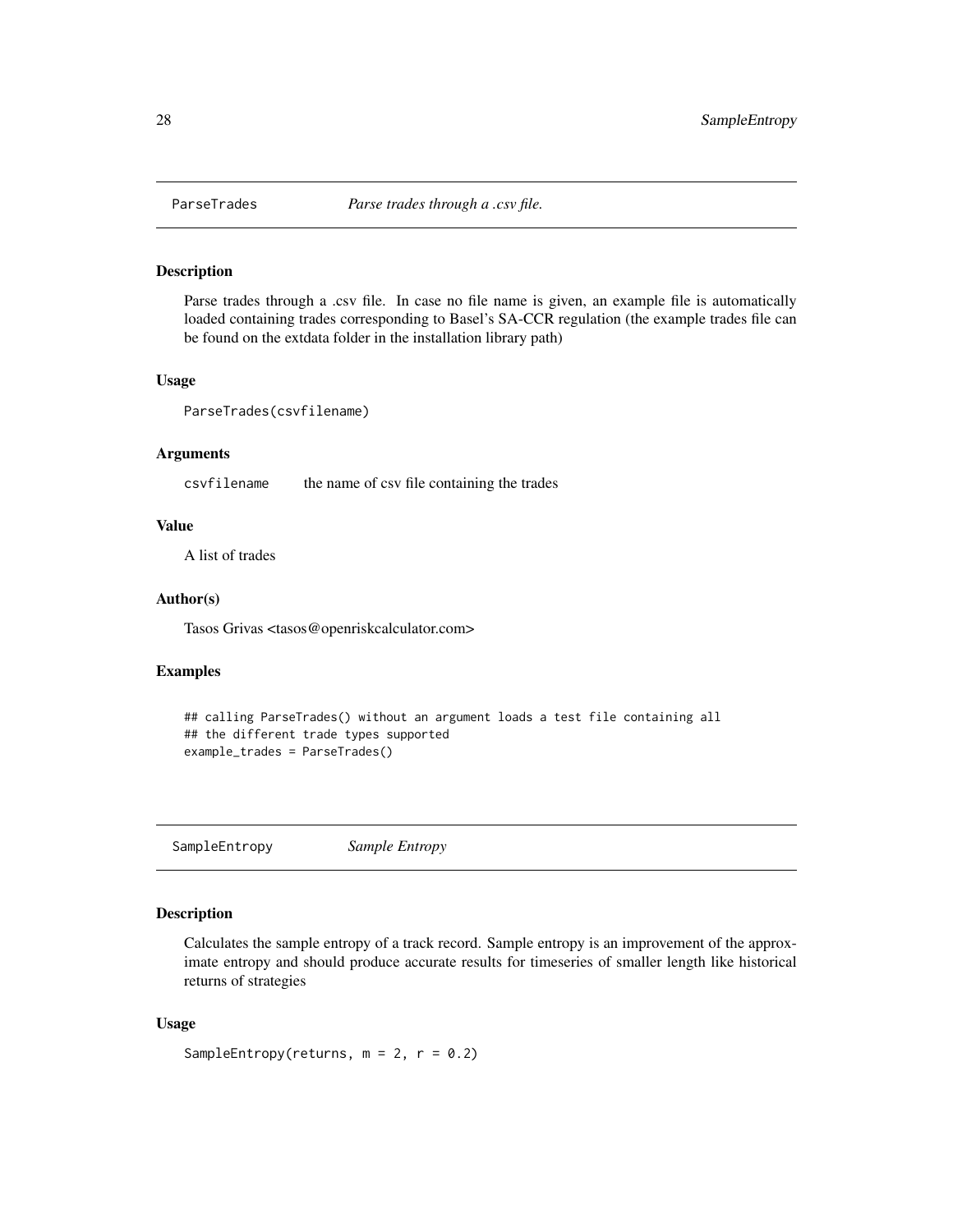## ParseTrades *Parse trades through a .csv file.*

### Description

Parse trades through a .csv file. In case no file name is given, an example file is automatically loaded containing trades corresponding to Basel's SA-CCR regulation (the example trades file can be found on the extdata folder in the installation library path)

### Usage

```
ParseTrades(csvfilename)
```

### Arguments

| | |
|---|---|
| csvfilename | the name of csv file containing the trades |

### Value

A list of trades

### Author(s)

Tasos Grivas <tasos@openriskcalculator.com>

### Examples

```
## calling ParseTrades() without an argument loads a test file containing all
## the different trade types supported
example_trades = ParseTrades()
```

## SampleEntropy *Sample Entropy*

### Description

Calculates the sample entropy of a track record. Sample entropy is an improvement of the approximate entropy and should produce accurate results for timeseries of smaller length like historical returns of strategies

### Usage

```
SampleEntropy(returns, m = 2, r = 0.2)
```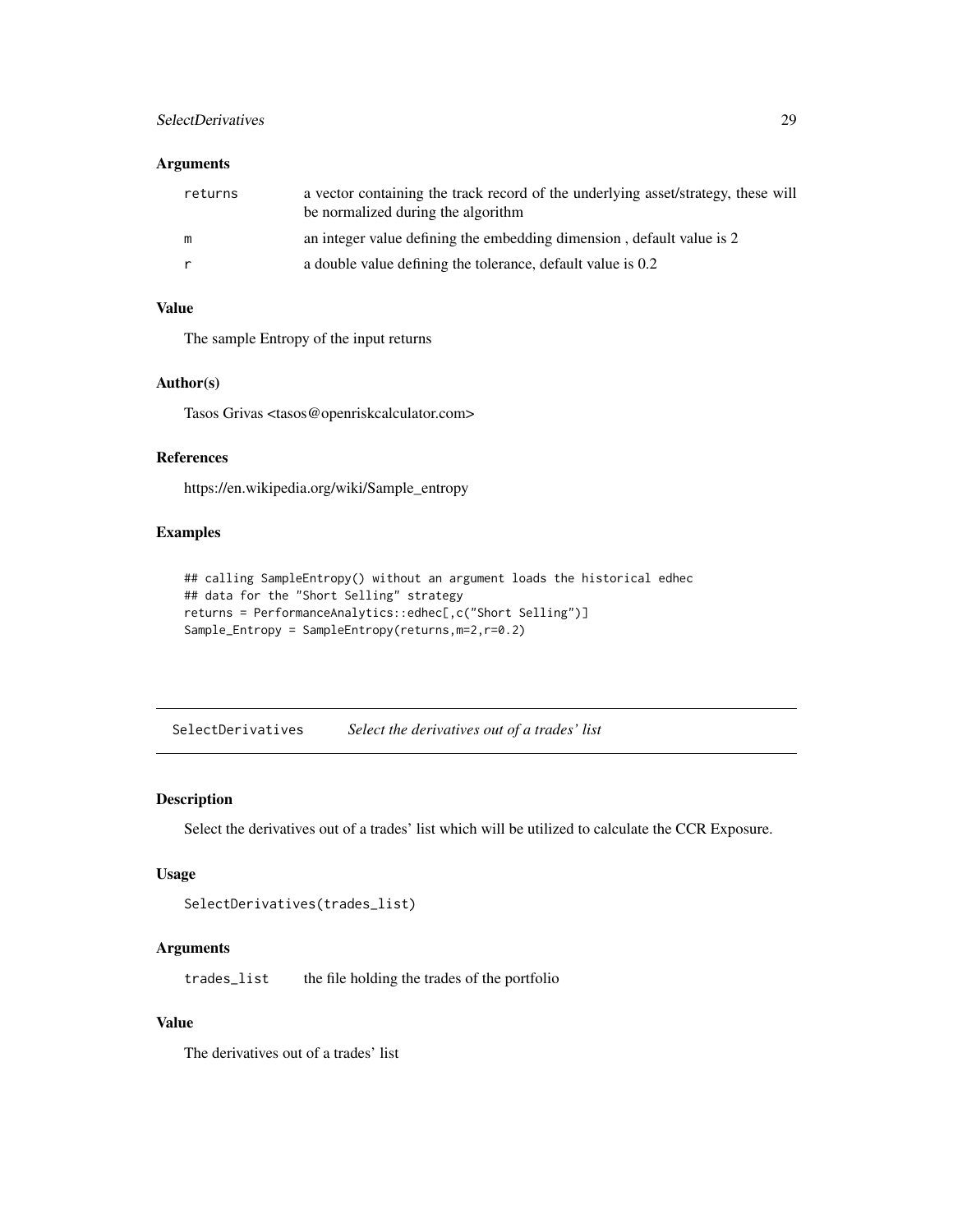### Arguments

| | |
|---|---|
| returns | a vector containing the track record of the underlying asset/strategy, these will be normalized during the algorithm |
| m | an integer value defining the embedding dimension , default value is 2 |
| r | a double value defining the tolerance, default value is 0.2 |

### Value

The sample Entropy of the input returns

### Author(s)

Tasos Grivas <tasos@openriskcalculator.com>

### References

https://en.wikipedia.org/wiki/Sample_entropy

### Examples

```
## calling SampleEntropy() without an argument loads the historical edhec
## data for the "Short Selling" strategy
returns = PerformanceAnalytics::edhec[,c("Short Selling")]
Sample_Entropy = SampleEntropy(returns,m=2,r=0.2)
```

---

## SelectDerivatives *Select the derivatives out of a trades' list*

### Description

Select the derivatives out of a trades' list which will be utilized to calculate the CCR Exposure.

### Usage

```
SelectDerivatives(trades_list)
```

### Arguments

| | |
|---|---|
| trades_list | the file holding the trades of the portfolio |

### Value

The derivatives out of a trades' list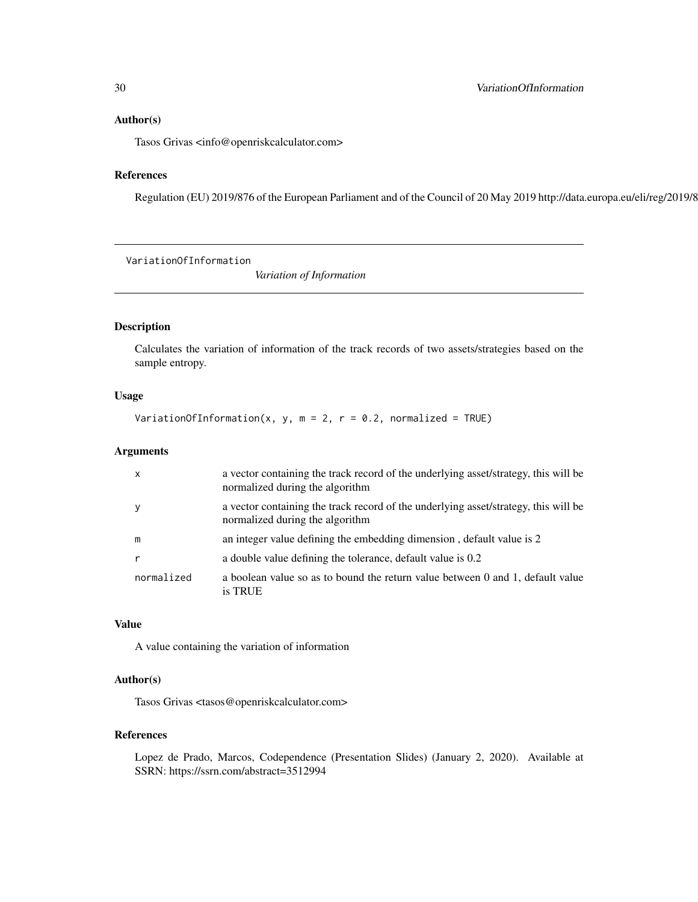### Author(s)

Tasos Grivas <info@openriskcalculator.com>

### References

Regulation (EU) 2019/876 of the European Parliament and of the Council of 20 May 2019 http://data.europa.eu/eli/reg/2019/8

---

## VariationOfInformation *Variation of Information*

---

### Description

Calculates the variation of information of the track records of two assets/strategies based on the sample entropy.

### Usage

```
VariationOfInformation(x, y, m = 2, r = 0.2, normalized = TRUE)
```

### Arguments

| | |
|---|---|
| x | a vector containing the track record of the underlying asset/strategy, this will be normalized during the algorithm |
| y | a vector containing the track record of the underlying asset/strategy, this will be normalized during the algorithm |
| m | an integer value defining the embedding dimension , default value is 2 |
| r | a double value defining the tolerance, default value is 0.2 |
| normalized | a boolean value so as to bound the return value between 0 and 1, default value is TRUE |

### Value

A value containing the variation of information

### Author(s)

Tasos Grivas <tasos@openriskcalculator.com>

### References

Lopez de Prado, Marcos, Codependence (Presentation Slides) (January 2, 2020). Available at SSRN: https://ssrn.com/abstract=3512994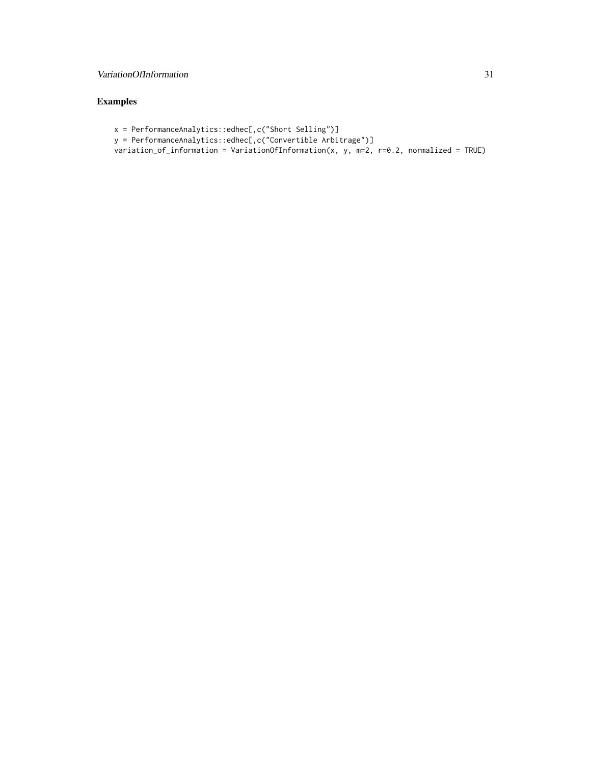## Examples

```
x = PerformanceAnalytics::edhec[,c("Short Selling")]
y = PerformanceAnalytics::edhec[,c("Convertible Arbitrage")]
variation_of_information = VariationOfInformation(x, y, m=2, r=0.2, normalized = TRUE)
```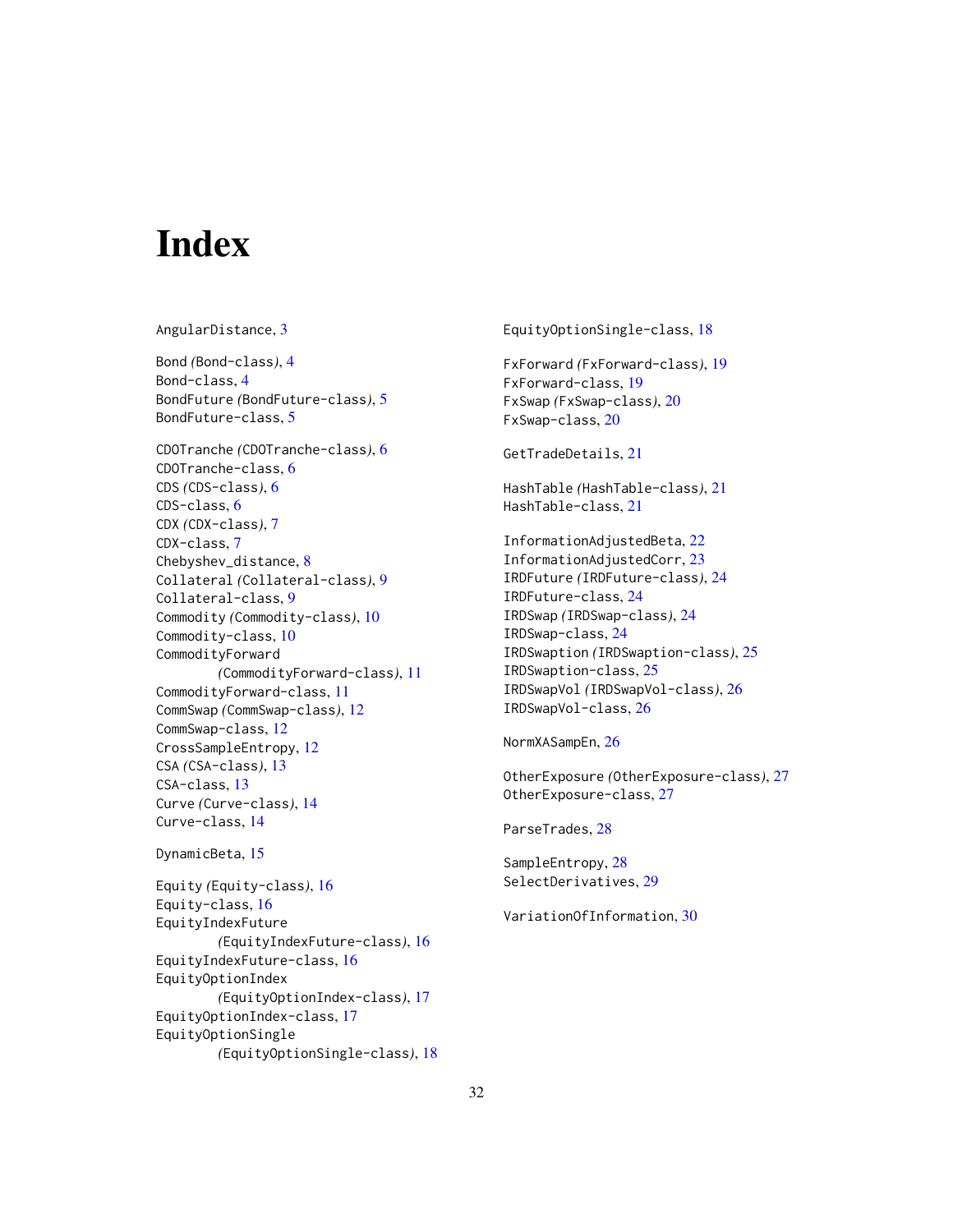# Index

AngularDistance, 3

Bond (Bond-class), 4
Bond-class, 4
BondFuture (BondFuture-class), 5
BondFuture-class, 5

CDOTranche (CDOTranche-class), 6
CDOTranche-class, 6
CDS (CDS-class), 6
CDS-class, 6
CDX (CDX-class), 7
CDX-class, 7
Chebyshev_distance, 8
Collateral (Collateral-class), 9
Collateral-class, 9
Commodity (Commodity-class), 10
Commodity-class, 10
CommodityForward
 (CommodityForward-class), 11
CommodityForward-class, 11
CommSwap (CommSwap-class), 12
CommSwap-class, 12
CrossSampleEntropy, 12
CSA (CSA-class), 13
CSA-class, 13
Curve (Curve-class), 14
Curve-class, 14

DynamicBeta, 15

Equity (Equity-class), 16
Equity-class, 16
EquityIndexFuture
 (EquityIndexFuture-class), 16
EquityIndexFuture-class, 16
EquityOptionIndex
 (EquityOptionIndex-class), 17
EquityOptionIndex-class, 17
EquityOptionSingle
 (EquityOptionSingle-class), 18
EquityOptionSingle-class, 18

FxForward (FxForward-class), 19
FxForward-class, 19
FxSwap (FxSwap-class), 20
FxSwap-class, 20

GetTradeDetails, 21

HashTable (HashTable-class), 21
HashTable-class, 21

InformationAdjustedBeta, 22
InformationAdjustedCorr, 23
IRDFuture (IRDFuture-class), 24
IRDFuture-class, 24
IRDSwap (IRDSwap-class), 24
IRDSwap-class, 24
IRDSwaption (IRDSwaption-class), 25
IRDSwaption-class, 25
IRDSwapVol (IRDSwapVol-class), 26
IRDSwapVol-class, 26

NormXASampEn, 26

OtherExposure (OtherExposure-class), 27
OtherExposure-class, 27

ParseTrades, 28

SampleEntropy, 28
SelectDerivatives, 29

VariationOfInformation, 30